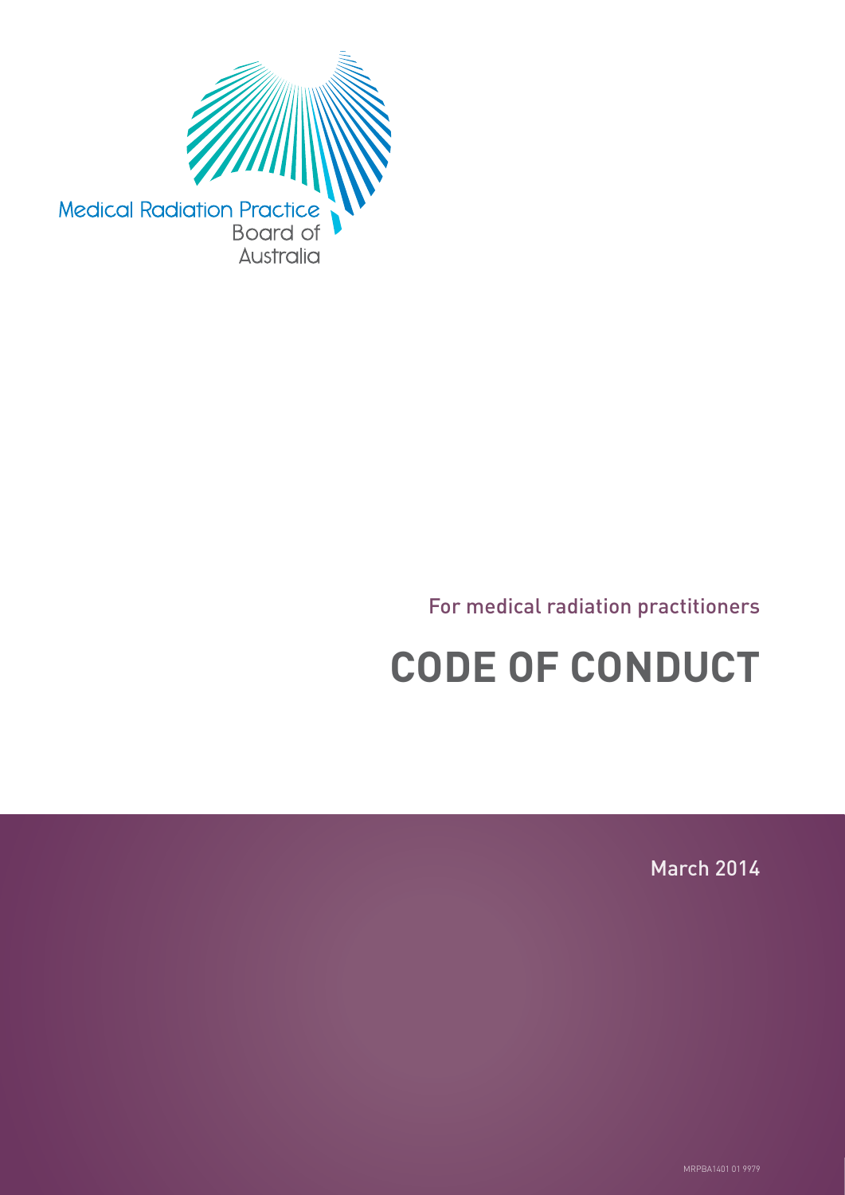Medical Radiation Practice Board of Australia

For medical radiation practitioners

# CODE OF CONDUCT

March 2014

MRPBA1401 01 9979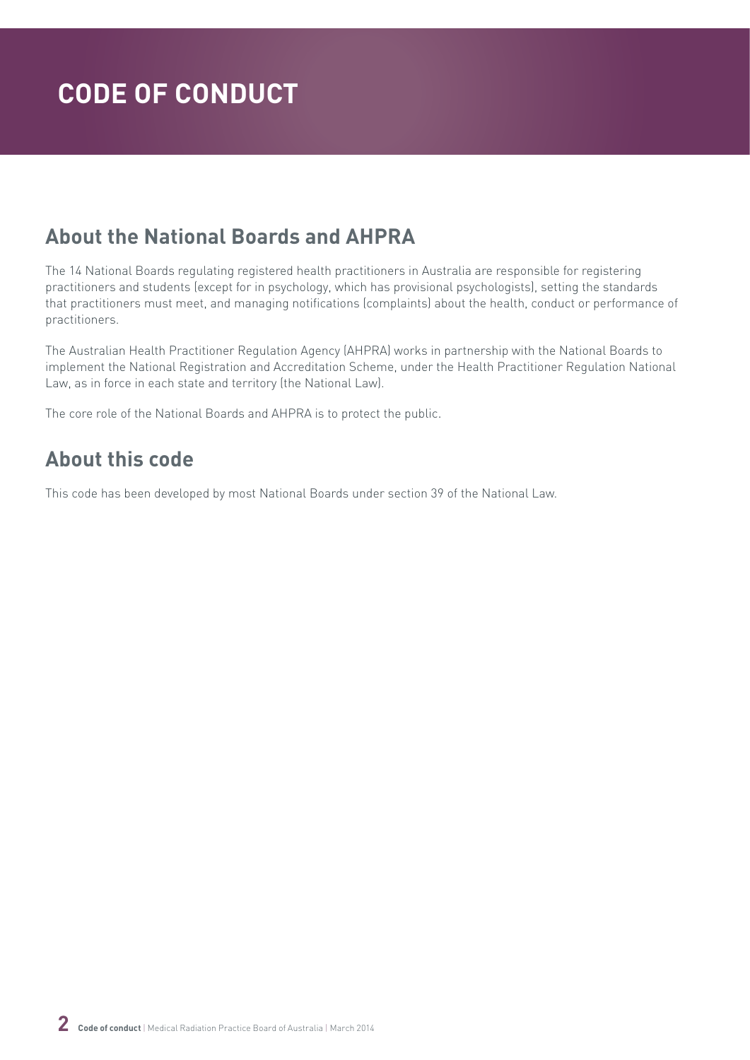# CODE OF CONDUCT

## About the National Boards and AHPRA

The 14 National Boards regulating registered health practitioners in Australia are responsible for registering practitioners and students (except for in psychology, which has provisional psychologists), setting the standards that practitioners must meet, and managing notifications (complaints) about the health, conduct or performance of practitioners.

The Australian Health Practitioner Regulation Agency (AHPRA) works in partnership with the National Boards to implement the National Registration and Accreditation Scheme, under the Health Practitioner Regulation National Law, as in force in each state and territory (the National Law).

The core role of the National Boards and AHPRA is to protect the public.

## About this code

This code has been developed by most National Boards under section 39 of the National Law.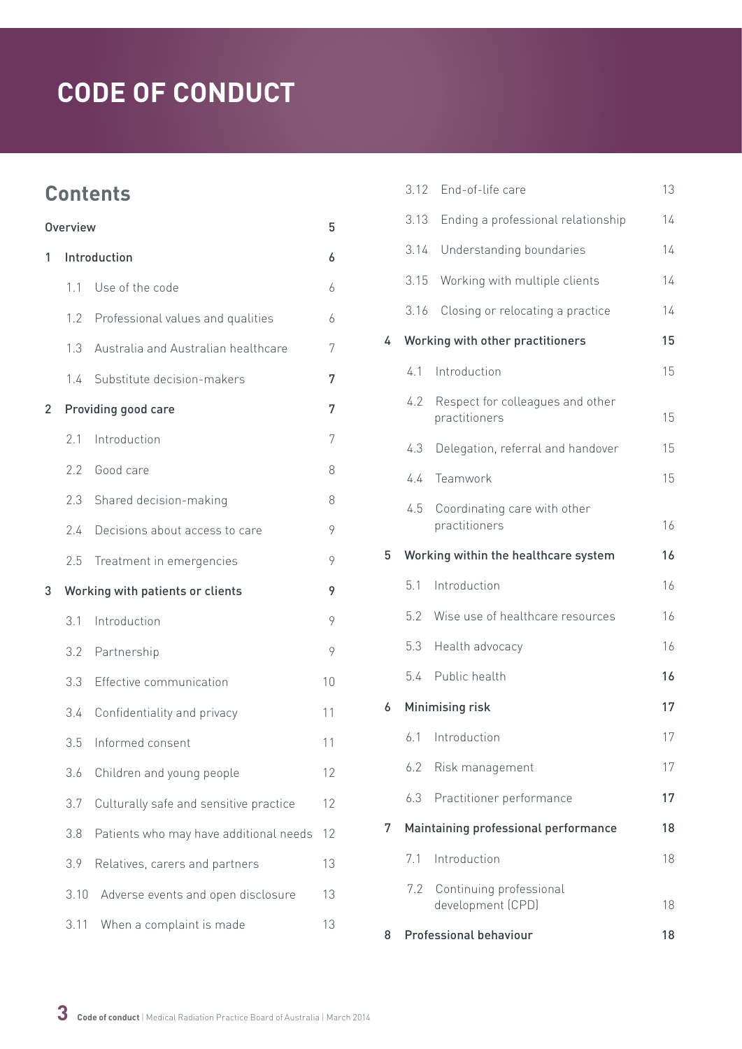# CODE OF CONDUCT

## Contents

| | | |
|---|---|---|
| **Overview** | | **5** |
| **1** | **Introduction** | **6** |
| | 1.1 Use of the code | 6 |
| | 1.2 Professional values and qualities | 6 |
| | 1.3 Australia and Australian healthcare | 7 |
| | 1.4 Substitute decision-makers | 7 |
| **2** | **Providing good care** | **7** |
| | 2.1 Introduction | 7 |
| | 2.2 Good care | 8 |
| | 2.3 Shared decision-making | 8 |
| | 2.4 Decisions about access to care | 9 |
| | 2.5 Treatment in emergencies | 9 |
| **3** | **Working with patients or clients** | **9** |
| | 3.1 Introduction | 9 |
| | 3.2 Partnership | 9 |
| | 3.3 Effective communication | 10 |
| | 3.4 Confidentiality and privacy | 11 |
| | 3.5 Informed consent | 11 |
| | 3.6 Children and young people | 12 |
| | 3.7 Culturally safe and sensitive practice | 12 |
| | 3.8 Patients who may have additional needs | 12 |
| | 3.9 Relatives, carers and partners | 13 |
| | 3.10 Adverse events and open disclosure | 13 |
| | 3.11 When a complaint is made | 13 |
| | 3.12 End-of-life care | 13 |
| | 3.13 Ending a professional relationship | 14 |
| | 3.14 Understanding boundaries | 14 |
| | 3.15 Working with multiple clients | 14 |
| | 3.16 Closing or relocating a practice | 14 |
| **4** | **Working with other practitioners** | **15** |
| | 4.1 Introduction | 15 |
| | 4.2 Respect for colleagues and other practitioners | 15 |
| | 4.3 Delegation, referral and handover | 15 |
| | 4.4 Teamwork | 15 |
| | 4.5 Coordinating care with other practitioners | 16 |
| **5** | **Working within the healthcare system** | **16** |
| | 5.1 Introduction | 16 |
| | 5.2 Wise use of healthcare resources | 16 |
| | 5.3 Health advocacy | 16 |
| | 5.4 Public health | 16 |
| **6** | **Minimising risk** | **17** |
| | 6.1 Introduction | 17 |
| | 6.2 Risk management | 17 |
| | 6.3 Practitioner performance | 17 |
| **7** | **Maintaining professional performance** | **18** |
| | 7.1 Introduction | 18 |
| | 7.2 Continuing professional development (CPD) | 18 |
| **8** | **Professional behaviour** | **18** |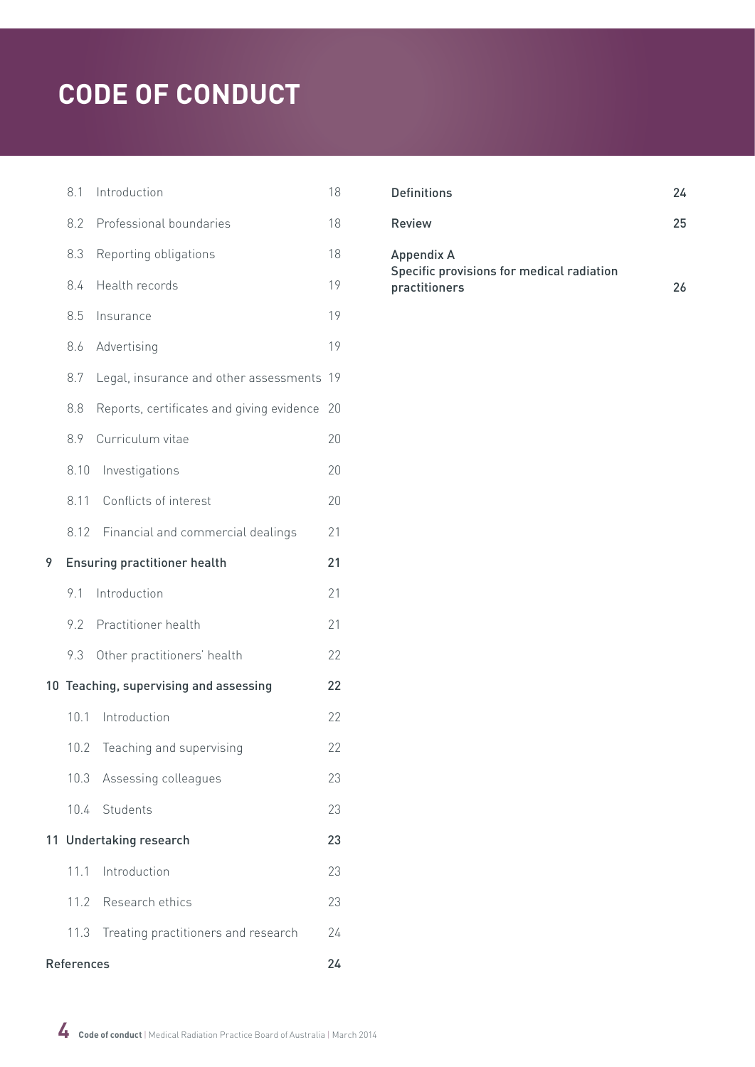# CODE OF CONDUCT

| | | |
|---|---|---|
| 8.1 | Introduction | 18 |
| 8.2 | Professional boundaries | 18 |
| 8.3 | Reporting obligations | 18 |
| 8.4 | Health records | 19 |
| 8.5 | Insurance | 19 |
| 8.6 | Advertising | 19 |
| 8.7 | Legal, insurance and other assessments | 19 |
| 8.8 | Reports, certificates and giving evidence | 20 |
| 8.9 | Curriculum vitae | 20 |
| 8.10 | Investigations | 20 |
| 8.11 | Conflicts of interest | 20 |
| 8.12 | Financial and commercial dealings | 21 |
| **9** | **Ensuring practitioner health** | **21** |
| 9.1 | Introduction | 21 |
| 9.2 | Practitioner health | 21 |
| 9.3 | Other practitioners' health | 22 |
| **10** | **Teaching, supervising and assessing** | **22** |
| 10.1 | Introduction | 22 |
| 10.2 | Teaching and supervising | 22 |
| 10.3 | Assessing colleagues | 23 |
| 10.4 | Students | 23 |
| **11** | **Undertaking research** | **23** |
| 11.1 | Introduction | 23 |
| 11.2 | Research ethics | 23 |
| 11.3 | Treating practitioners and research | 24 |
| | **References** | **24** |
| | **Definitions** | **24** |
| | **Review** | **25** |
| | **Appendix A** Specific provisions for medical radiation practitioners | **26** |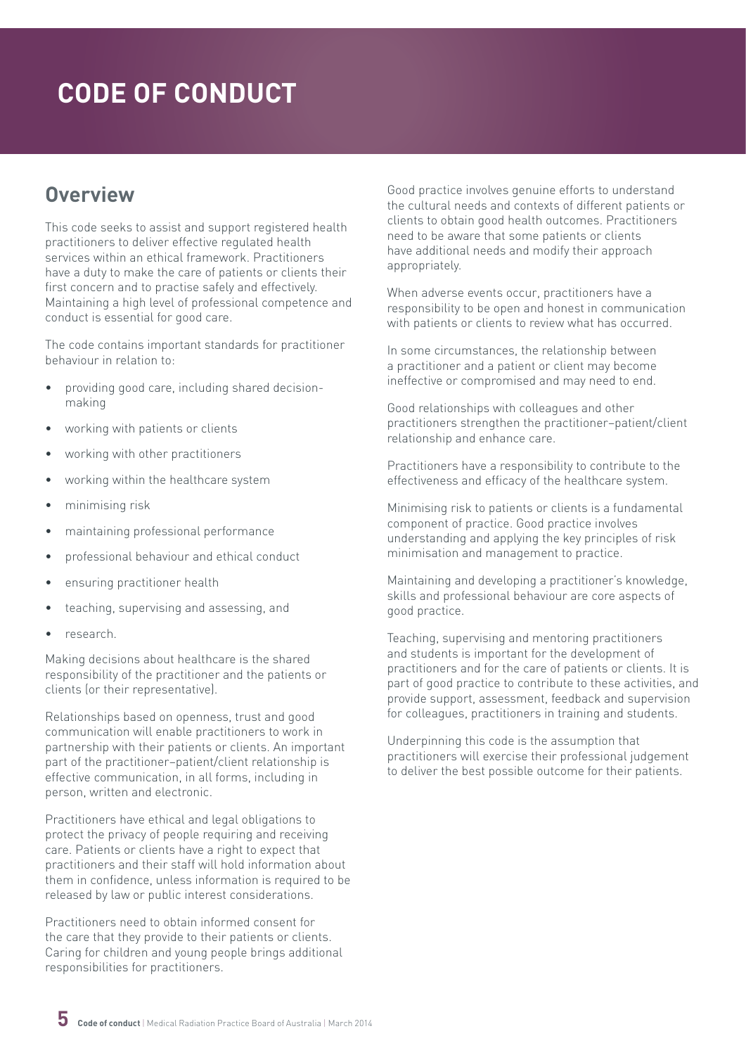# CODE OF CONDUCT

## Overview

This code seeks to assist and support registered health practitioners to deliver effective regulated health services within an ethical framework. Practitioners have a duty to make the care of patients or clients their first concern and to practise safely and effectively. Maintaining a high level of professional competence and conduct is essential for good care.

The code contains important standards for practitioner behaviour in relation to:

- providing good care, including shared decision-making
- working with patients or clients
- working with other practitioners
- working within the healthcare system
- minimising risk
- maintaining professional performance
- professional behaviour and ethical conduct
- ensuring practitioner health
- teaching, supervising and assessing, and
- research.

Making decisions about healthcare is the shared responsibility of the practitioner and the patients or clients (or their representative).

Relationships based on openness, trust and good communication will enable practitioners to work in partnership with their patients or clients. An important part of the practitioner–patient/client relationship is effective communication, in all forms, including in person, written and electronic.

Practitioners have ethical and legal obligations to protect the privacy of people requiring and receiving care. Patients or clients have a right to expect that practitioners and their staff will hold information about them in confidence, unless information is required to be released by law or public interest considerations.

Practitioners need to obtain informed consent for the care that they provide to their patients or clients. Caring for children and young people brings additional responsibilities for practitioners.

Good practice involves genuine efforts to understand the cultural needs and contexts of different patients or clients to obtain good health outcomes. Practitioners need to be aware that some patients or clients have additional needs and modify their approach appropriately.

When adverse events occur, practitioners have a responsibility to be open and honest in communication with patients or clients to review what has occurred.

In some circumstances, the relationship between a practitioner and a patient or client may become ineffective or compromised and may need to end.

Good relationships with colleagues and other practitioners strengthen the practitioner–patient/client relationship and enhance care.

Practitioners have a responsibility to contribute to the effectiveness and efficacy of the healthcare system.

Minimising risk to patients or clients is a fundamental component of practice. Good practice involves understanding and applying the key principles of risk minimisation and management to practice.

Maintaining and developing a practitioner's knowledge, skills and professional behaviour are core aspects of good practice.

Teaching, supervising and mentoring practitioners and students is important for the development of practitioners and for the care of patients or clients. It is part of good practice to contribute to these activities, and provide support, assessment, feedback and supervision for colleagues, practitioners in training and students.

Underpinning this code is the assumption that practitioners will exercise their professional judgement to deliver the best possible outcome for their patients.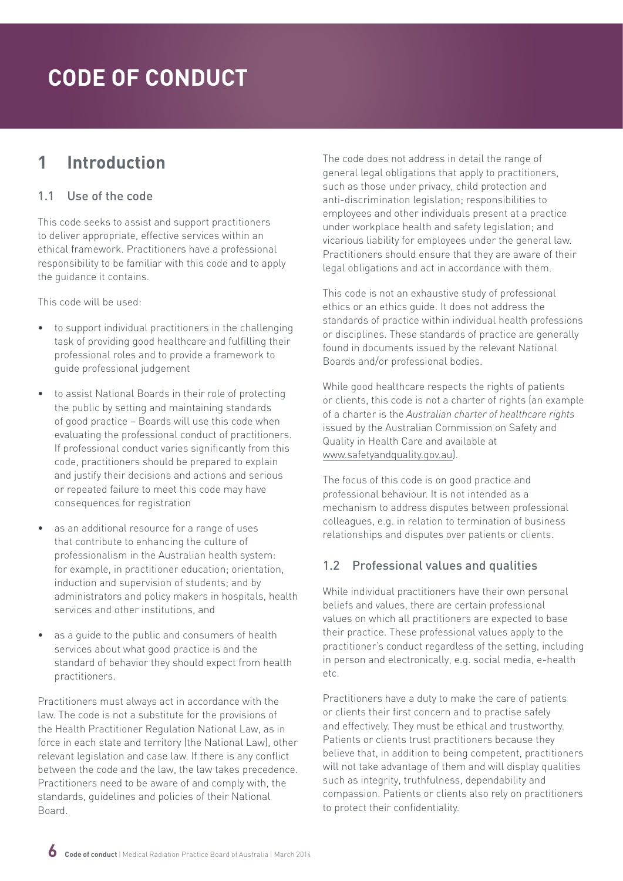# CODE OF CONDUCT

## 1 Introduction

### 1.1 Use of the code

This code seeks to assist and support practitioners to deliver appropriate, effective services within an ethical framework. Practitioners have a professional responsibility to be familiar with this code and to apply the guidance it contains.

This code will be used:

- to support individual practitioners in the challenging task of providing good healthcare and fulfilling their professional roles and to provide a framework to guide professional judgement
- to assist National Boards in their role of protecting the public by setting and maintaining standards of good practice – Boards will use this code when evaluating the professional conduct of practitioners. If professional conduct varies significantly from this code, practitioners should be prepared to explain and justify their decisions and actions and serious or repeated failure to meet this code may have consequences for registration
- as an additional resource for a range of uses that contribute to enhancing the culture of professionalism in the Australian health system: for example, in practitioner education; orientation, induction and supervision of students; and by administrators and policy makers in hospitals, health services and other institutions, and
- as a guide to the public and consumers of health services about what good practice is and the standard of behavior they should expect from health practitioners.

Practitioners must always act in accordance with the law. The code is not a substitute for the provisions of the Health Practitioner Regulation National Law, as in force in each state and territory (the National Law), other relevant legislation and case law. If there is any conflict between the code and the law, the law takes precedence. Practitioners need to be aware of and comply with, the standards, guidelines and policies of their National Board.

The code does not address in detail the range of general legal obligations that apply to practitioners, such as those under privacy, child protection and anti-discrimination legislation; responsibilities to employees and other individuals present at a practice under workplace health and safety legislation; and vicarious liability for employees under the general law. Practitioners should ensure that they are aware of their legal obligations and act in accordance with them.

This code is not an exhaustive study of professional ethics or an ethics guide. It does not address the standards of practice within individual health professions or disciplines. These standards of practice are generally found in documents issued by the relevant National Boards and/or professional bodies.

While good healthcare respects the rights of patients or clients, this code is not a charter of rights (an example of a charter is the *Australian charter of healthcare rights* issued by the Australian Commission on Safety and Quality in Health Care and available at www.safetyandquality.gov.au).

The focus of this code is on good practice and professional behaviour. It is not intended as a mechanism to address disputes between professional colleagues, e.g. in relation to termination of business relationships and disputes over patients or clients.

### 1.2 Professional values and qualities

While individual practitioners have their own personal beliefs and values, there are certain professional values on which all practitioners are expected to base their practice. These professional values apply to the practitioner's conduct regardless of the setting, including in person and electronically, e.g. social media, e-health etc.

Practitioners have a duty to make the care of patients or clients their first concern and to practise safely and effectively. They must be ethical and trustworthy. Patients or clients trust practitioners because they believe that, in addition to being competent, practitioners will not take advantage of them and will display qualities such as integrity, truthfulness, dependability and compassion. Patients or clients also rely on practitioners to protect their confidentiality.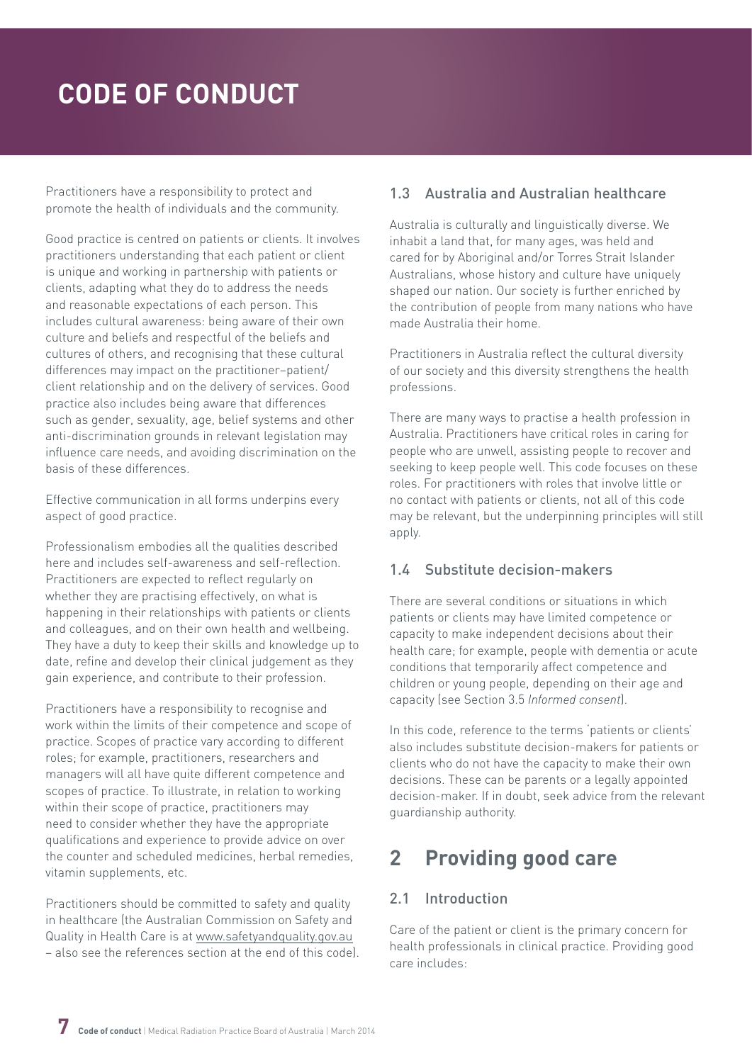# CODE OF CONDUCT

Practitioners have a responsibility to protect and promote the health of individuals and the community.

Good practice is centred on patients or clients. It involves practitioners understanding that each patient or client is unique and working in partnership with patients or clients, adapting what they do to address the needs and reasonable expectations of each person. This includes cultural awareness: being aware of their own culture and beliefs and respectful of the beliefs and cultures of others, and recognising that these cultural differences may impact on the practitioner–patient/client relationship and on the delivery of services. Good practice also includes being aware that differences such as gender, sexuality, age, belief systems and other anti-discrimination grounds in relevant legislation may influence care needs, and avoiding discrimination on the basis of these differences.

Effective communication in all forms underpins every aspect of good practice.

Professionalism embodies all the qualities described here and includes self-awareness and self-reflection. Practitioners are expected to reflect regularly on whether they are practising effectively, on what is happening in their relationships with patients or clients and colleagues, and on their own health and wellbeing. They have a duty to keep their skills and knowledge up to date, refine and develop their clinical judgement as they gain experience, and contribute to their profession.

Practitioners have a responsibility to recognise and work within the limits of their competence and scope of practice. Scopes of practice vary according to different roles; for example, practitioners, researchers and managers will all have quite different competence and scopes of practice. To illustrate, in relation to working within their scope of practice, practitioners may need to consider whether they have the appropriate qualifications and experience to provide advice on over the counter and scheduled medicines, herbal remedies, vitamin supplements, etc.

Practitioners should be committed to safety and quality in healthcare (the Australian Commission on Safety and Quality in Health Care is at www.safetyandquality.gov.au – also see the references section at the end of this code).

### 1.3 Australia and Australian healthcare

Australia is culturally and linguistically diverse. We inhabit a land that, for many ages, was held and cared for by Aboriginal and/or Torres Strait Islander Australians, whose history and culture have uniquely shaped our nation. Our society is further enriched by the contribution of people from many nations who have made Australia their home.

Practitioners in Australia reflect the cultural diversity of our society and this diversity strengthens the health professions.

There are many ways to practise a health profession in Australia. Practitioners have critical roles in caring for people who are unwell, assisting people to recover and seeking to keep people well. This code focuses on these roles. For practitioners with roles that involve little or no contact with patients or clients, not all of this code may be relevant, but the underpinning principles will still apply.

### 1.4 Substitute decision-makers

There are several conditions or situations in which patients or clients may have limited competence or capacity to make independent decisions about their health care; for example, people with dementia or acute conditions that temporarily affect competence and children or young people, depending on their age and capacity (see Section 3.5 *Informed consent*).

In this code, reference to the terms 'patients or clients' also includes substitute decision-makers for patients or clients who do not have the capacity to make their own decisions. These can be parents or a legally appointed decision-maker. If in doubt, seek advice from the relevant guardianship authority.

## 2 Providing good care

### 2.1 Introduction

Care of the patient or client is the primary concern for health professionals in clinical practice. Providing good care includes: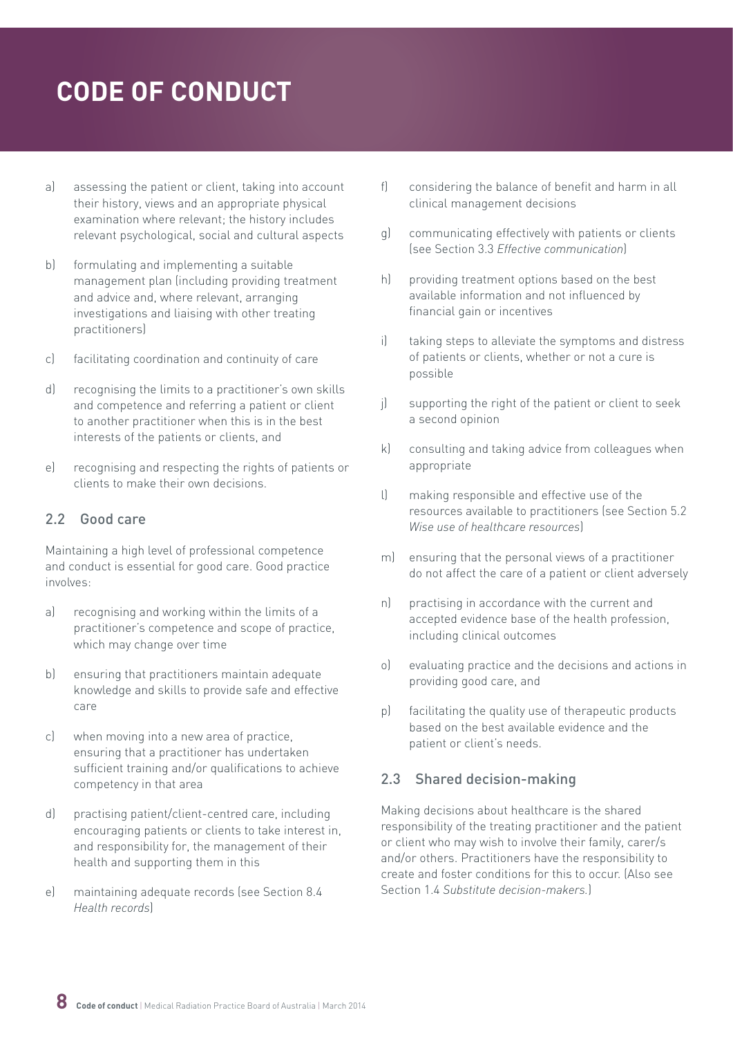a) assessing the patient or client, taking into account their history, views and an appropriate physical examination where relevant; the history includes relevant psychological, social and cultural aspects

b) formulating and implementing a suitable management plan (including providing treatment and advice and, where relevant, arranging investigations and liaising with other treating practitioners)

c) facilitating coordination and continuity of care

d) recognising the limits to a practitioner's own skills and competence and referring a patient or client to another practitioner when this is in the best interests of the patients or clients, and

e) recognising and respecting the rights of patients or clients to make their own decisions.

## 2.2 Good care

Maintaining a high level of professional competence and conduct is essential for good care. Good practice involves:

a) recognising and working within the limits of a practitioner's competence and scope of practice, which may change over time

b) ensuring that practitioners maintain adequate knowledge and skills to provide safe and effective care

c) when moving into a new area of practice, ensuring that a practitioner has undertaken sufficient training and/or qualifications to achieve competency in that area

d) practising patient/client-centred care, including encouraging patients or clients to take interest in, and responsibility for, the management of their health and supporting them in this

e) maintaining adequate records (see Section 8.4 *Health records*)

f) considering the balance of benefit and harm in all clinical management decisions

g) communicating effectively with patients or clients (see Section 3.3 *Effective communication*)

h) providing treatment options based on the best available information and not influenced by financial gain or incentives

i) taking steps to alleviate the symptoms and distress of patients or clients, whether or not a cure is possible

j) supporting the right of the patient or client to seek a second opinion

k) consulting and taking advice from colleagues when appropriate

l) making responsible and effective use of the resources available to practitioners (see Section 5.2 *Wise use of healthcare resources*)

m) ensuring that the personal views of a practitioner do not affect the care of a patient or client adversely

n) practising in accordance with the current and accepted evidence base of the health profession, including clinical outcomes

o) evaluating practice and the decisions and actions in providing good care, and

p) facilitating the quality use of therapeutic products based on the best available evidence and the patient or client's needs.

## 2.3 Shared decision-making

Making decisions about healthcare is the shared responsibility of the treating practitioner and the patient or client who may wish to involve their family, carer/s and/or others. Practitioners have the responsibility to create and foster conditions for this to occur. (Also see Section 1.4 *Substitute decision-makers.*)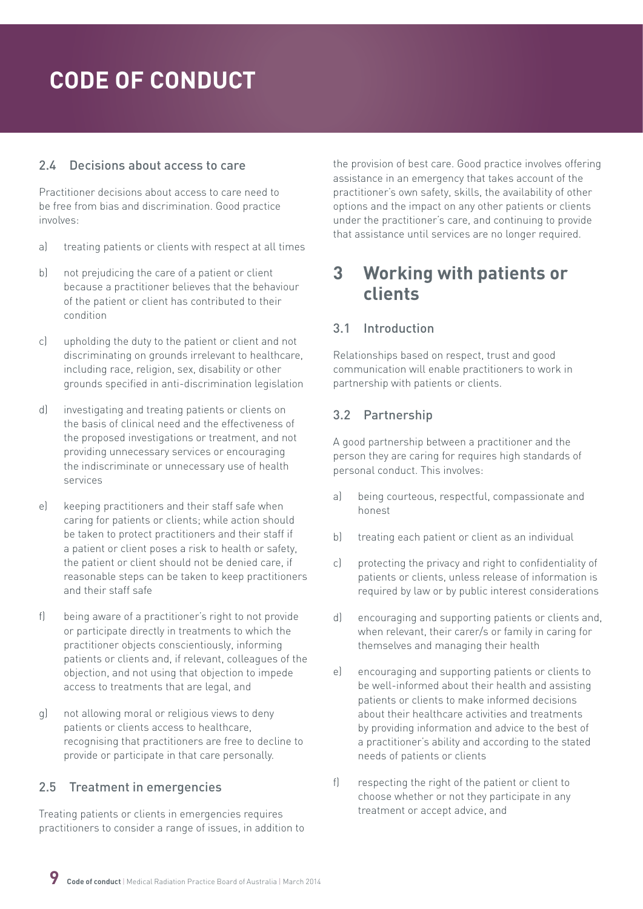# CODE OF CONDUCT

### 2.4 Decisions about access to care

Practitioner decisions about access to care need to be free from bias and discrimination. Good practice involves:

a) treating patients or clients with respect at all times

b) not prejudicing the care of a patient or client because a practitioner believes that the behaviour of the patient or client has contributed to their condition

c) upholding the duty to the patient or client and not discriminating on grounds irrelevant to healthcare, including race, religion, sex, disability or other grounds specified in anti-discrimination legislation

d) investigating and treating patients or clients on the basis of clinical need and the effectiveness of the proposed investigations or treatment, and not providing unnecessary services or encouraging the indiscriminate or unnecessary use of health services

e) keeping practitioners and their staff safe when caring for patients or clients; while action should be taken to protect practitioners and their staff if a patient or client poses a risk to health or safety, the patient or client should not be denied care, if reasonable steps can be taken to keep practitioners and their staff safe

f) being aware of a practitioner's right to not provide or participate directly in treatments to which the practitioner objects conscientiously, informing patients or clients and, if relevant, colleagues of the objection, and not using that objection to impede access to treatments that are legal, and

g) not allowing moral or religious views to deny patients or clients access to healthcare, recognising that practitioners are free to decline to provide or participate in that care personally.

### 2.5 Treatment in emergencies

Treating patients or clients in emergencies requires practitioners to consider a range of issues, in addition to the provision of best care. Good practice involves offering assistance in an emergency that takes account of the practitioner's own safety, skills, the availability of other options and the impact on any other patients or clients under the practitioner's care, and continuing to provide that assistance until services are no longer required.

## 3 Working with patients or clients

### 3.1 Introduction

Relationships based on respect, trust and good communication will enable practitioners to work in partnership with patients or clients.

### 3.2 Partnership

A good partnership between a practitioner and the person they are caring for requires high standards of personal conduct. This involves:

a) being courteous, respectful, compassionate and honest

b) treating each patient or client as an individual

c) protecting the privacy and right to confidentiality of patients or clients, unless release of information is required by law or by public interest considerations

d) encouraging and supporting patients or clients and, when relevant, their carer/s or family in caring for themselves and managing their health

e) encouraging and supporting patients or clients to be well-informed about their health and assisting patients or clients to make informed decisions about their healthcare activities and treatments by providing information and advice to the best of a practitioner's ability and according to the stated needs of patients or clients

f) respecting the right of the patient or client to choose whether or not they participate in any treatment or accept advice, and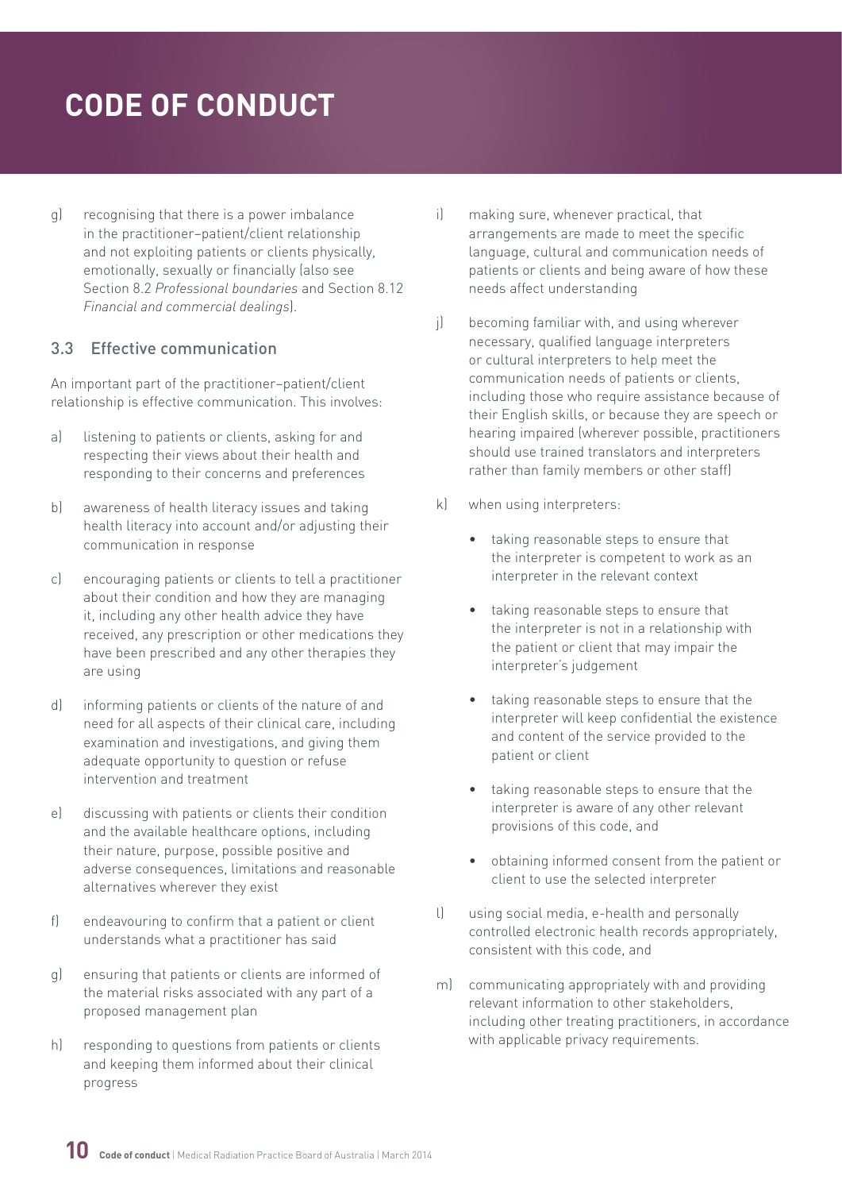g) recognising that there is a power imbalance in the practitioner–patient/client relationship and not exploiting patients or clients physically, emotionally, sexually or financially (also see Section 8.2 *Professional boundaries* and Section 8.12 *Financial and commercial dealings*).

### 3.3 Effective communication

An important part of the practitioner–patient/client relationship is effective communication. This involves:

a) listening to patients or clients, asking for and respecting their views about their health and responding to their concerns and preferences

b) awareness of health literacy issues and taking health literacy into account and/or adjusting their communication in response

c) encouraging patients or clients to tell a practitioner about their condition and how they are managing it, including any other health advice they have received, any prescription or other medications they have been prescribed and any other therapies they are using

d) informing patients or clients of the nature of and need for all aspects of their clinical care, including examination and investigations, and giving them adequate opportunity to question or refuse intervention and treatment

e) discussing with patients or clients their condition and the available healthcare options, including their nature, purpose, possible positive and adverse consequences, limitations and reasonable alternatives wherever they exist

f) endeavouring to confirm that a patient or client understands what a practitioner has said

g) ensuring that patients or clients are informed of the material risks associated with any part of a proposed management plan

h) responding to questions from patients or clients and keeping them informed about their clinical progress

i) making sure, whenever practical, that arrangements are made to meet the specific language, cultural and communication needs of patients or clients and being aware of how these needs affect understanding

j) becoming familiar with, and using wherever necessary, qualified language interpreters or cultural interpreters to help meet the communication needs of patients or clients, including those who require assistance because of their English skills, or because they are speech or hearing impaired (wherever possible, practitioners should use trained translators and interpreters rather than family members or other staff)

k) when using interpreters:

- taking reasonable steps to ensure that the interpreter is competent to work as an interpreter in the relevant context
- taking reasonable steps to ensure that the interpreter is not in a relationship with the patient or client that may impair the interpreter's judgement
- taking reasonable steps to ensure that the interpreter will keep confidential the existence and content of the service provided to the patient or client
- taking reasonable steps to ensure that the interpreter is aware of any other relevant provisions of this code, and
- obtaining informed consent from the patient or client to use the selected interpreter

l) using social media, e-health and personally controlled electronic health records appropriately, consistent with this code, and

m) communicating appropriately with and providing relevant information to other stakeholders, including other treating practitioners, in accordance with applicable privacy requirements.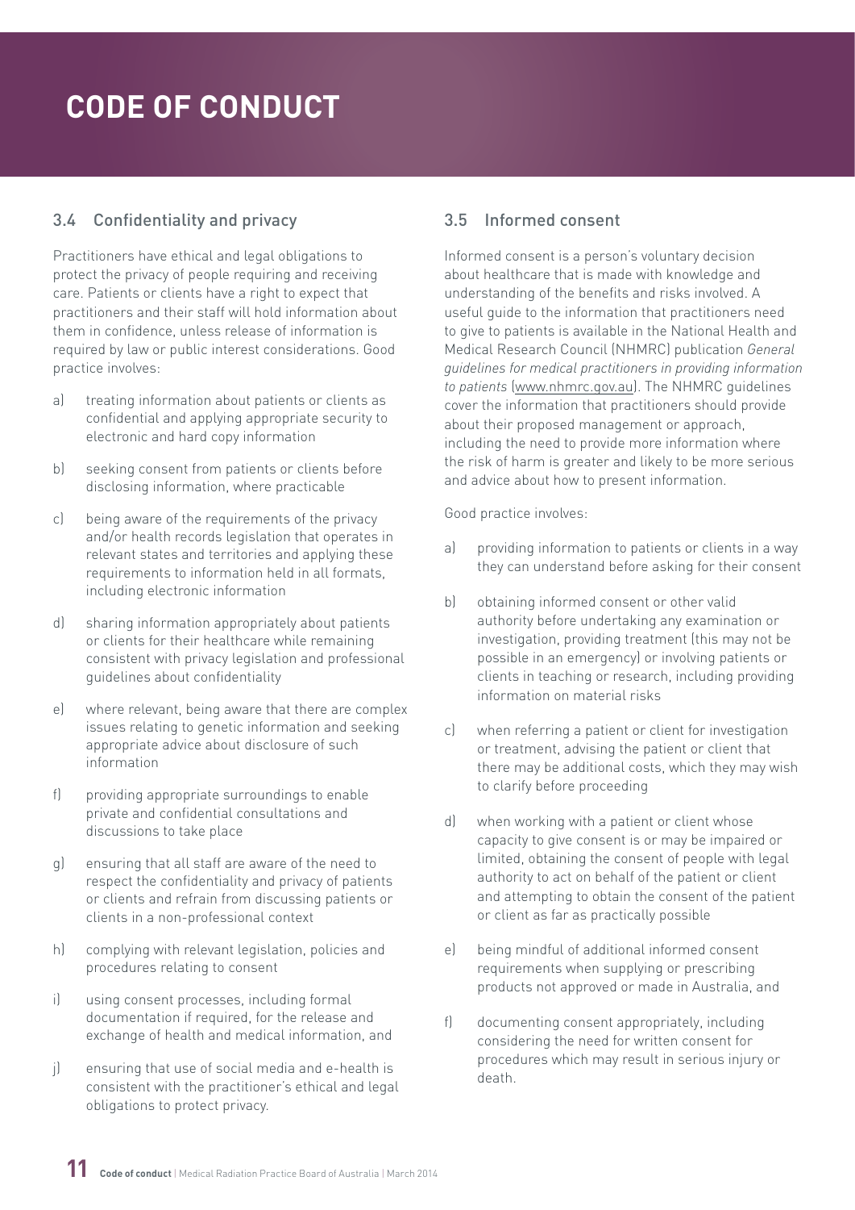# CODE OF CONDUCT

## 3.4 Confidentiality and privacy

Practitioners have ethical and legal obligations to protect the privacy of people requiring and receiving care. Patients or clients have a right to expect that practitioners and their staff will hold information about them in confidence, unless release of information is required by law or public interest considerations. Good practice involves:

a) treating information about patients or clients as confidential and applying appropriate security to electronic and hard copy information

b) seeking consent from patients or clients before disclosing information, where practicable

c) being aware of the requirements of the privacy and/or health records legislation that operates in relevant states and territories and applying these requirements to information held in all formats, including electronic information

d) sharing information appropriately about patients or clients for their healthcare while remaining consistent with privacy legislation and professional guidelines about confidentiality

e) where relevant, being aware that there are complex issues relating to genetic information and seeking appropriate advice about disclosure of such information

f) providing appropriate surroundings to enable private and confidential consultations and discussions to take place

g) ensuring that all staff are aware of the need to respect the confidentiality and privacy of patients or clients and refrain from discussing patients or clients in a non-professional context

h) complying with relevant legislation, policies and procedures relating to consent

i) using consent processes, including formal documentation if required, for the release and exchange of health and medical information, and

j) ensuring that use of social media and e-health is consistent with the practitioner's ethical and legal obligations to protect privacy.

## 3.5 Informed consent

Informed consent is a person's voluntary decision about healthcare that is made with knowledge and understanding of the benefits and risks involved. A useful guide to the information that practitioners need to give to patients is available in the National Health and Medical Research Council (NHMRC) publication *General guidelines for medical practitioners in providing information to patients* (www.nhmrc.gov.au). The NHMRC guidelines cover the information that practitioners should provide about their proposed management or approach, including the need to provide more information where the risk of harm is greater and likely to be more serious and advice about how to present information.

Good practice involves:

a) providing information to patients or clients in a way they can understand before asking for their consent

b) obtaining informed consent or other valid authority before undertaking any examination or investigation, providing treatment (this may not be possible in an emergency) or involving patients or clients in teaching or research, including providing information on material risks

c) when referring a patient or client for investigation or treatment, advising the patient or client that there may be additional costs, which they may wish to clarify before proceeding

d) when working with a patient or client whose capacity to give consent is or may be impaired or limited, obtaining the consent of people with legal authority to act on behalf of the patient or client and attempting to obtain the consent of the patient or client as far as practically possible

e) being mindful of additional informed consent requirements when supplying or prescribing products not approved or made in Australia, and

f) documenting consent appropriately, including considering the need for written consent for procedures which may result in serious injury or death.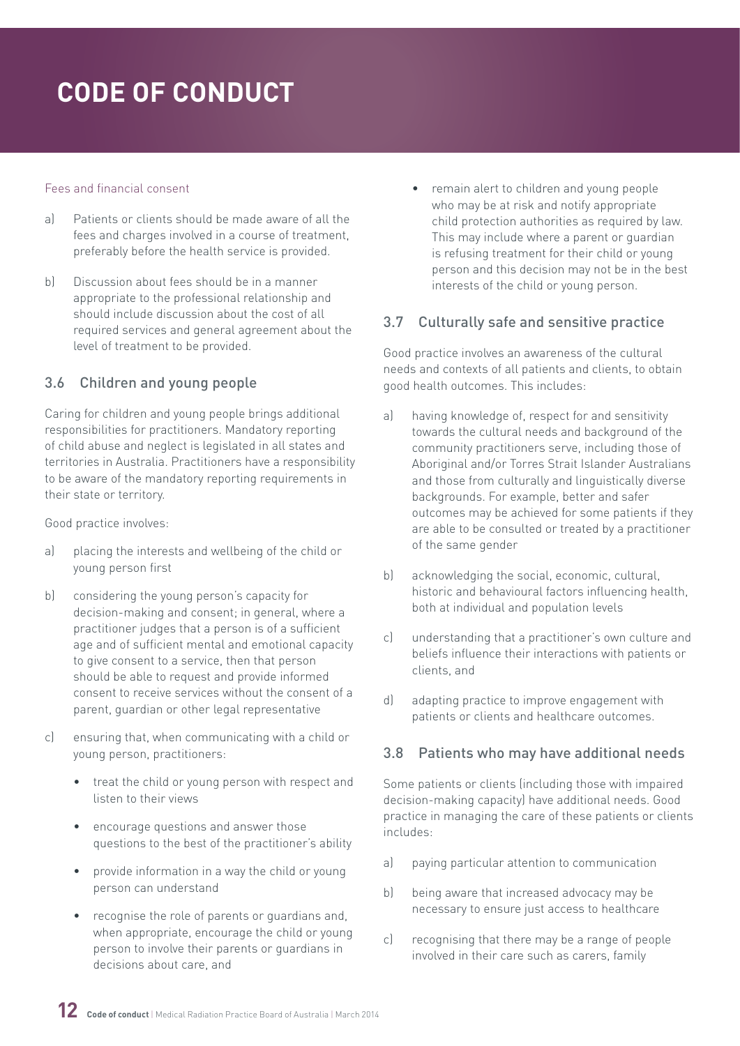Fees and financial consent

a) Patients or clients should be made aware of all the fees and charges involved in a course of treatment, preferably before the health service is provided.

b) Discussion about fees should be in a manner appropriate to the professional relationship and should include discussion about the cost of all required services and general agreement about the level of treatment to be provided.

## 3.6 Children and young people

Caring for children and young people brings additional responsibilities for practitioners. Mandatory reporting of child abuse and neglect is legislated in all states and territories in Australia. Practitioners have a responsibility to be aware of the mandatory reporting requirements in their state or territory.

Good practice involves:

a) placing the interests and wellbeing of the child or young person first

b) considering the young person's capacity for decision-making and consent; in general, where a practitioner judges that a person is of a sufficient age and of sufficient mental and emotional capacity to give consent to a service, then that person should be able to request and provide informed consent to receive services without the consent of a parent, guardian or other legal representative

c) ensuring that, when communicating with a child or young person, practitioners:

- treat the child or young person with respect and listen to their views
- encourage questions and answer those questions to the best of the practitioner's ability
- provide information in a way the child or young person can understand
- recognise the role of parents or guardians and, when appropriate, encourage the child or young person to involve their parents or guardians in decisions about care, and
- remain alert to children and young people who may be at risk and notify appropriate child protection authorities as required by law. This may include where a parent or guardian is refusing treatment for their child or young person and this decision may not be in the best interests of the child or young person.

## 3.7 Culturally safe and sensitive practice

Good practice involves an awareness of the cultural needs and contexts of all patients and clients, to obtain good health outcomes. This includes:

a) having knowledge of, respect for and sensitivity towards the cultural needs and background of the community practitioners serve, including those of Aboriginal and/or Torres Strait Islander Australians and those from culturally and linguistically diverse backgrounds. For example, better and safer outcomes may be achieved for some patients if they are able to be consulted or treated by a practitioner of the same gender

b) acknowledging the social, economic, cultural, historic and behavioural factors influencing health, both at individual and population levels

c) understanding that a practitioner's own culture and beliefs influence their interactions with patients or clients, and

d) adapting practice to improve engagement with patients or clients and healthcare outcomes.

## 3.8 Patients who may have additional needs

Some patients or clients (including those with impaired decision-making capacity) have additional needs. Good practice in managing the care of these patients or clients includes:

a) paying particular attention to communication

b) being aware that increased advocacy may be necessary to ensure just access to healthcare

c) recognising that there may be a range of people involved in their care such as carers, family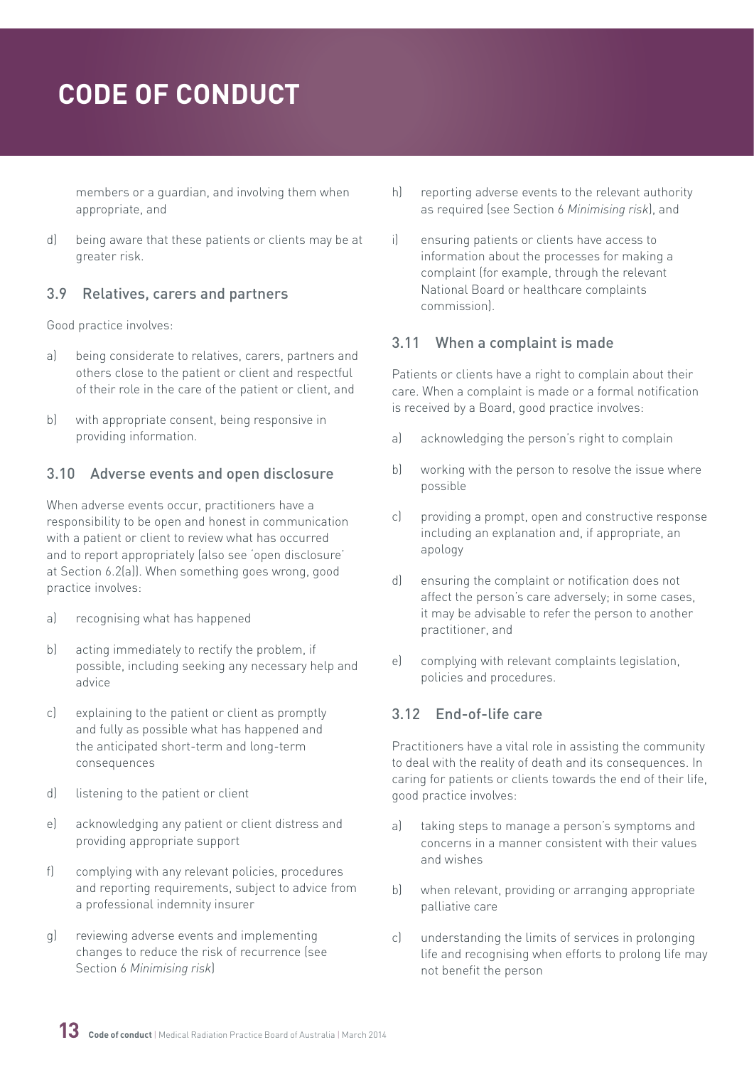members or a guardian, and involving them when appropriate, and

d) being aware that these patients or clients may be at greater risk.

## 3.9 Relatives, carers and partners

Good practice involves:

a) being considerate to relatives, carers, partners and others close to the patient or client and respectful of their role in the care of the patient or client, and

b) with appropriate consent, being responsive in providing information.

## 3.10 Adverse events and open disclosure

When adverse events occur, practitioners have a responsibility to be open and honest in communication with a patient or client to review what has occurred and to report appropriately (also see 'open disclosure' at Section 6.2(a)). When something goes wrong, good practice involves:

a) recognising what has happened

b) acting immediately to rectify the problem, if possible, including seeking any necessary help and advice

c) explaining to the patient or client as promptly and fully as possible what has happened and the anticipated short-term and long-term consequences

d) listening to the patient or client

e) acknowledging any patient or client distress and providing appropriate support

f) complying with any relevant policies, procedures and reporting requirements, subject to advice from a professional indemnity insurer

g) reviewing adverse events and implementing changes to reduce the risk of recurrence (see Section 6 *Minimising risk*)

h) reporting adverse events to the relevant authority as required (see Section 6 *Minimising risk*), and

i) ensuring patients or clients have access to information about the processes for making a complaint (for example, through the relevant National Board or healthcare complaints commission).

## 3.11 When a complaint is made

Patients or clients have a right to complain about their care. When a complaint is made or a formal notification is received by a Board, good practice involves:

a) acknowledging the person's right to complain

b) working with the person to resolve the issue where possible

c) providing a prompt, open and constructive response including an explanation and, if appropriate, an apology

d) ensuring the complaint or notification does not affect the person's care adversely; in some cases, it may be advisable to refer the person to another practitioner, and

e) complying with relevant complaints legislation, policies and procedures.

## 3.12 End-of-life care

Practitioners have a vital role in assisting the community to deal with the reality of death and its consequences. In caring for patients or clients towards the end of their life, good practice involves:

a) taking steps to manage a person's symptoms and concerns in a manner consistent with their values and wishes

b) when relevant, providing or arranging appropriate palliative care

c) understanding the limits of services in prolonging life and recognising when efforts to prolong life may not benefit the person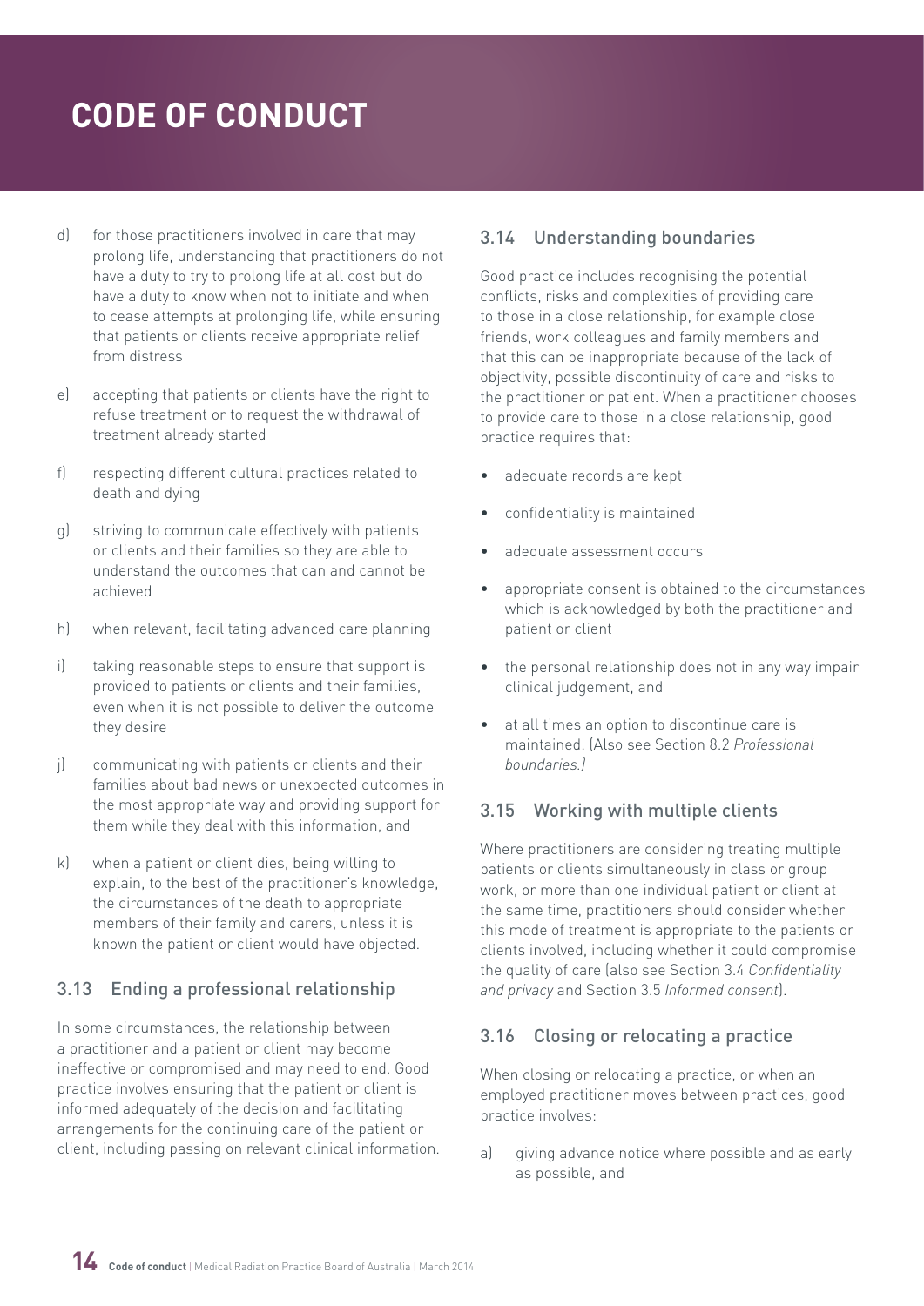d) for those practitioners involved in care that may prolong life, understanding that practitioners do not have a duty to try to prolong life at all cost but do have a duty to know when not to initiate and when to cease attempts at prolonging life, while ensuring that patients or clients receive appropriate relief from distress

e) accepting that patients or clients have the right to refuse treatment or to request the withdrawal of treatment already started

f) respecting different cultural practices related to death and dying

g) striving to communicate effectively with patients or clients and their families so they are able to understand the outcomes that can and cannot be achieved

h) when relevant, facilitating advanced care planning

i) taking reasonable steps to ensure that support is provided to patients or clients and their families, even when it is not possible to deliver the outcome they desire

j) communicating with patients or clients and their families about bad news or unexpected outcomes in the most appropriate way and providing support for them while they deal with this information, and

k) when a patient or client dies, being willing to explain, to the best of the practitioner's knowledge, the circumstances of the death to appropriate members of their family and carers, unless it is known the patient or client would have objected.

### 3.13 Ending a professional relationship

In some circumstances, the relationship between a practitioner and a patient or client may become ineffective or compromised and may need to end. Good practice involves ensuring that the patient or client is informed adequately of the decision and facilitating arrangements for the continuing care of the patient or client, including passing on relevant clinical information.

### 3.14 Understanding boundaries

Good practice includes recognising the potential conflicts, risks and complexities of providing care to those in a close relationship, for example close friends, work colleagues and family members and that this can be inappropriate because of the lack of objectivity, possible discontinuity of care and risks to the practitioner or patient. When a practitioner chooses to provide care to those in a close relationship, good practice requires that:

- adequate records are kept
- confidentiality is maintained
- adequate assessment occurs
- appropriate consent is obtained to the circumstances which is acknowledged by both the practitioner and patient or client
- the personal relationship does not in any way impair clinical judgement, and
- at all times an option to discontinue care is maintained. (Also see Section 8.2 *Professional boundaries.)*

### 3.15 Working with multiple clients

Where practitioners are considering treating multiple patients or clients simultaneously in class or group work, or more than one individual patient or client at the same time, practitioners should consider whether this mode of treatment is appropriate to the patients or clients involved, including whether it could compromise the quality of care (also see Section 3.4 *Confidentiality and privacy* and Section 3.5 *Informed consent*).

### 3.16 Closing or relocating a practice

When closing or relocating a practice, or when an employed practitioner moves between practices, good practice involves:

a) giving advance notice where possible and as early as possible, and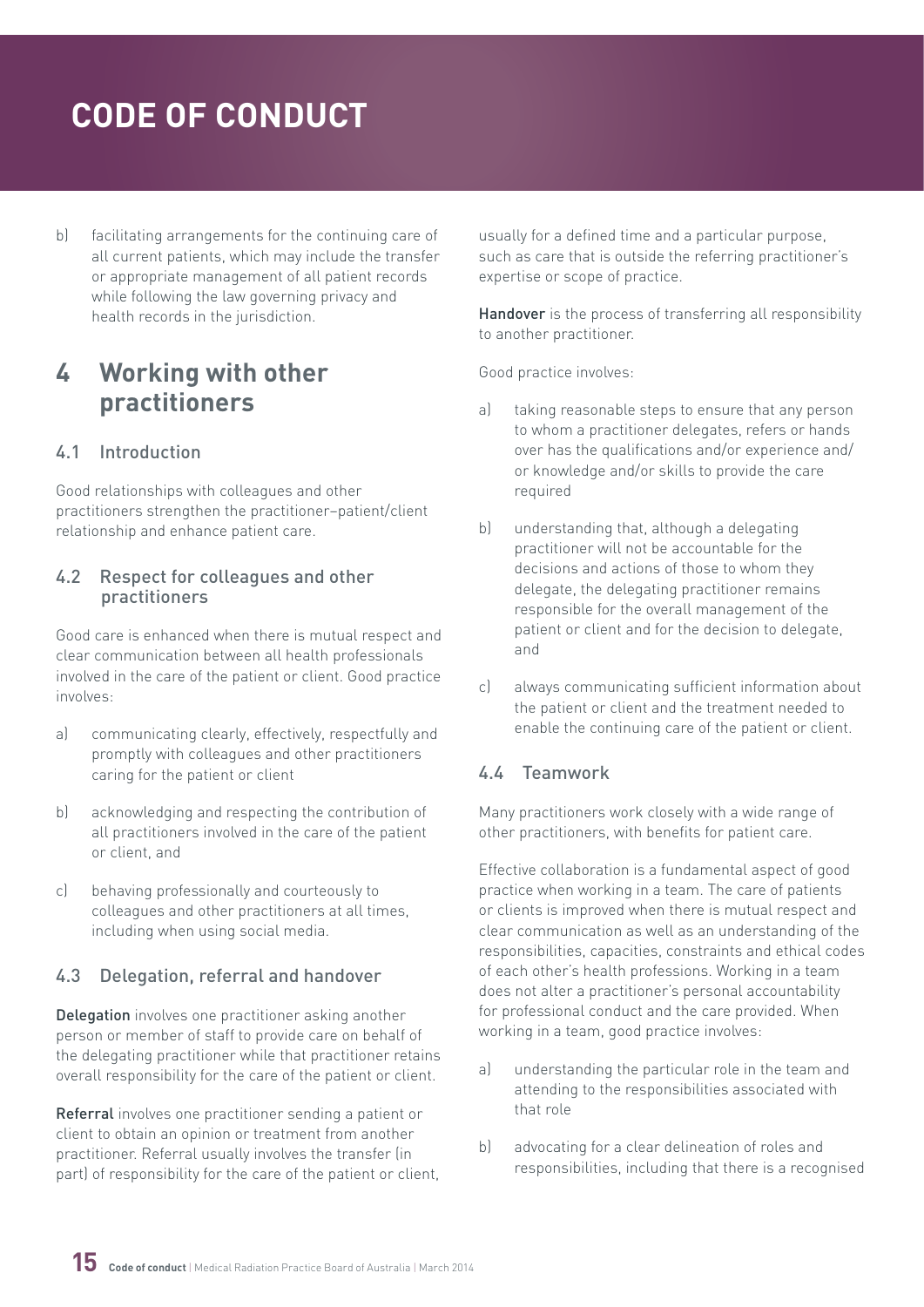b) facilitating arrangements for the continuing care of all current patients, which may include the transfer or appropriate management of all patient records while following the law governing privacy and health records in the jurisdiction.

## 4 Working with other practitioners

### 4.1 Introduction

Good relationships with colleagues and other practitioners strengthen the practitioner–patient/client relationship and enhance patient care.

### 4.2 Respect for colleagues and other practitioners

Good care is enhanced when there is mutual respect and clear communication between all health professionals involved in the care of the patient or client. Good practice involves:

a) communicating clearly, effectively, respectfully and promptly with colleagues and other practitioners caring for the patient or client

b) acknowledging and respecting the contribution of all practitioners involved in the care of the patient or client, and

c) behaving professionally and courteously to colleagues and other practitioners at all times, including when using social media.

### 4.3 Delegation, referral and handover

**Delegation** involves one practitioner asking another person or member of staff to provide care on behalf of the delegating practitioner while that practitioner retains overall responsibility for the care of the patient or client.

**Referral** involves one practitioner sending a patient or client to obtain an opinion or treatment from another practitioner. Referral usually involves the transfer (in part) of responsibility for the care of the patient or client, usually for a defined time and a particular purpose, such as care that is outside the referring practitioner's expertise or scope of practice.

**Handover** is the process of transferring all responsibility to another practitioner.

Good practice involves:

a) taking reasonable steps to ensure that any person to whom a practitioner delegates, refers or hands over has the qualifications and/or experience and/or knowledge and/or skills to provide the care required

b) understanding that, although a delegating practitioner will not be accountable for the decisions and actions of those to whom they delegate, the delegating practitioner remains responsible for the overall management of the patient or client and for the decision to delegate, and

c) always communicating sufficient information about the patient or client and the treatment needed to enable the continuing care of the patient or client.

### 4.4 Teamwork

Many practitioners work closely with a wide range of other practitioners, with benefits for patient care.

Effective collaboration is a fundamental aspect of good practice when working in a team. The care of patients or clients is improved when there is mutual respect and clear communication as well as an understanding of the responsibilities, capacities, constraints and ethical codes of each other's health professions. Working in a team does not alter a practitioner's personal accountability for professional conduct and the care provided. When working in a team, good practice involves:

a) understanding the particular role in the team and attending to the responsibilities associated with that role

b) advocating for a clear delineation of roles and responsibilities, including that there is a recognised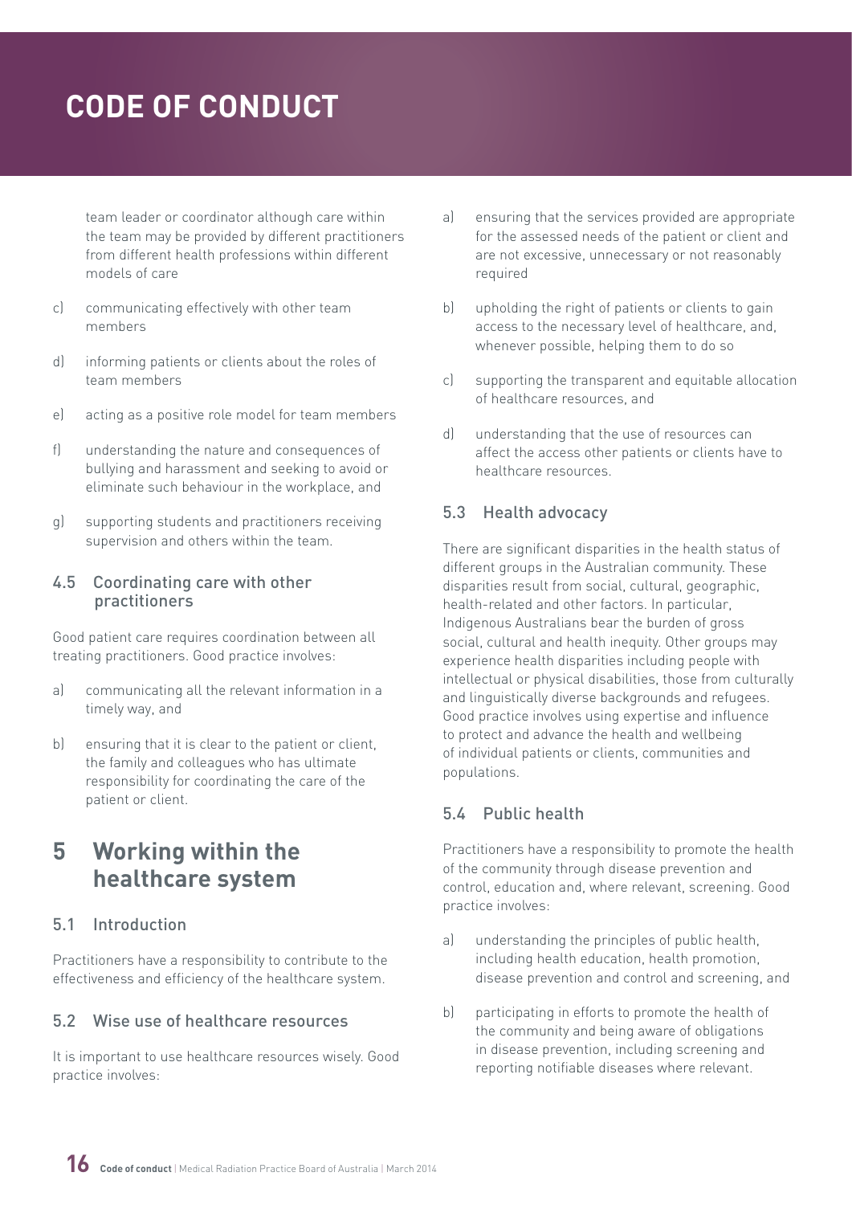team leader or coordinator although care within the team may be provided by different practitioners from different health professions within different models of care

c) communicating effectively with other team members

d) informing patients or clients about the roles of team members

e) acting as a positive role model for team members

f) understanding the nature and consequences of bullying and harassment and seeking to avoid or eliminate such behaviour in the workplace, and

g) supporting students and practitioners receiving supervision and others within the team.

### 4.5 Coordinating care with other practitioners

Good patient care requires coordination between all treating practitioners. Good practice involves:

a) communicating all the relevant information in a timely way, and

b) ensuring that it is clear to the patient or client, the family and colleagues who has ultimate responsibility for coordinating the care of the patient or client.

## 5 Working within the healthcare system

### 5.1 Introduction

Practitioners have a responsibility to contribute to the effectiveness and efficiency of the healthcare system.

### 5.2 Wise use of healthcare resources

It is important to use healthcare resources wisely. Good practice involves:

a) ensuring that the services provided are appropriate for the assessed needs of the patient or client and are not excessive, unnecessary or not reasonably required

b) upholding the right of patients or clients to gain access to the necessary level of healthcare, and, whenever possible, helping them to do so

c) supporting the transparent and equitable allocation of healthcare resources, and

d) understanding that the use of resources can affect the access other patients or clients have to healthcare resources.

### 5.3 Health advocacy

There are significant disparities in the health status of different groups in the Australian community. These disparities result from social, cultural, geographic, health-related and other factors. In particular, Indigenous Australians bear the burden of gross social, cultural and health inequity. Other groups may experience health disparities including people with intellectual or physical disabilities, those from culturally and linguistically diverse backgrounds and refugees. Good practice involves using expertise and influence to protect and advance the health and wellbeing of individual patients or clients, communities and populations.

### 5.4 Public health

Practitioners have a responsibility to promote the health of the community through disease prevention and control, education and, where relevant, screening. Good practice involves:

a) understanding the principles of public health, including health education, health promotion, disease prevention and control and screening, and

b) participating in efforts to promote the health of the community and being aware of obligations in disease prevention, including screening and reporting notifiable diseases where relevant.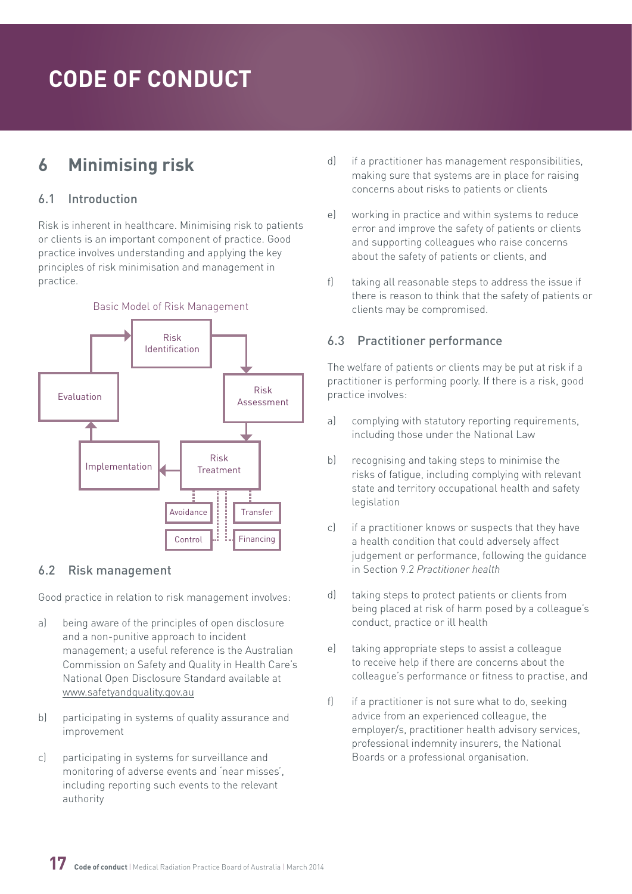# CODE OF CONDUCT

## 6 Minimising risk

### 6.1 Introduction

Risk is inherent in healthcare. Minimising risk to patients or clients is an important component of practice. Good practice involves understanding and applying the key principles of risk minimisation and management in practice.

Basic Model of Risk Management

Risk Identification → Risk Assessment → Risk Treatment → Implementation → Evaluation → Risk Identification

Risk Treatment: Avoidance, Transfer, Control, Financing

### 6.2 Risk management

Good practice in relation to risk management involves:

a) being aware of the principles of open disclosure and a non-punitive approach to incident management; a useful reference is the Australian Commission on Safety and Quality in Health Care's National Open Disclosure Standard available at www.safetyandquality.gov.au

b) participating in systems of quality assurance and improvement

c) participating in systems for surveillance and monitoring of adverse events and 'near misses', including reporting such events to the relevant authority

d) if a practitioner has management responsibilities, making sure that systems are in place for raising concerns about risks to patients or clients

e) working in practice and within systems to reduce error and improve the safety of patients or clients and supporting colleagues who raise concerns about the safety of patients or clients, and

f) taking all reasonable steps to address the issue if there is reason to think that the safety of patients or clients may be compromised.

### 6.3 Practitioner performance

The welfare of patients or clients may be put at risk if a practitioner is performing poorly. If there is a risk, good practice involves:

a) complying with statutory reporting requirements, including those under the National Law

b) recognising and taking steps to minimise the risks of fatigue, including complying with relevant state and territory occupational health and safety legislation

c) if a practitioner knows or suspects that they have a health condition that could adversely affect judgement or performance, following the guidance in Section 9.2 *Practitioner health*

d) taking steps to protect patients or clients from being placed at risk of harm posed by a colleague's conduct, practice or ill health

e) taking appropriate steps to assist a colleague to receive help if there are concerns about the colleague's performance or fitness to practise, and

f) if a practitioner is not sure what to do, seeking advice from an experienced colleague, the employer/s, practitioner health advisory services, professional indemnity insurers, the National Boards or a professional organisation.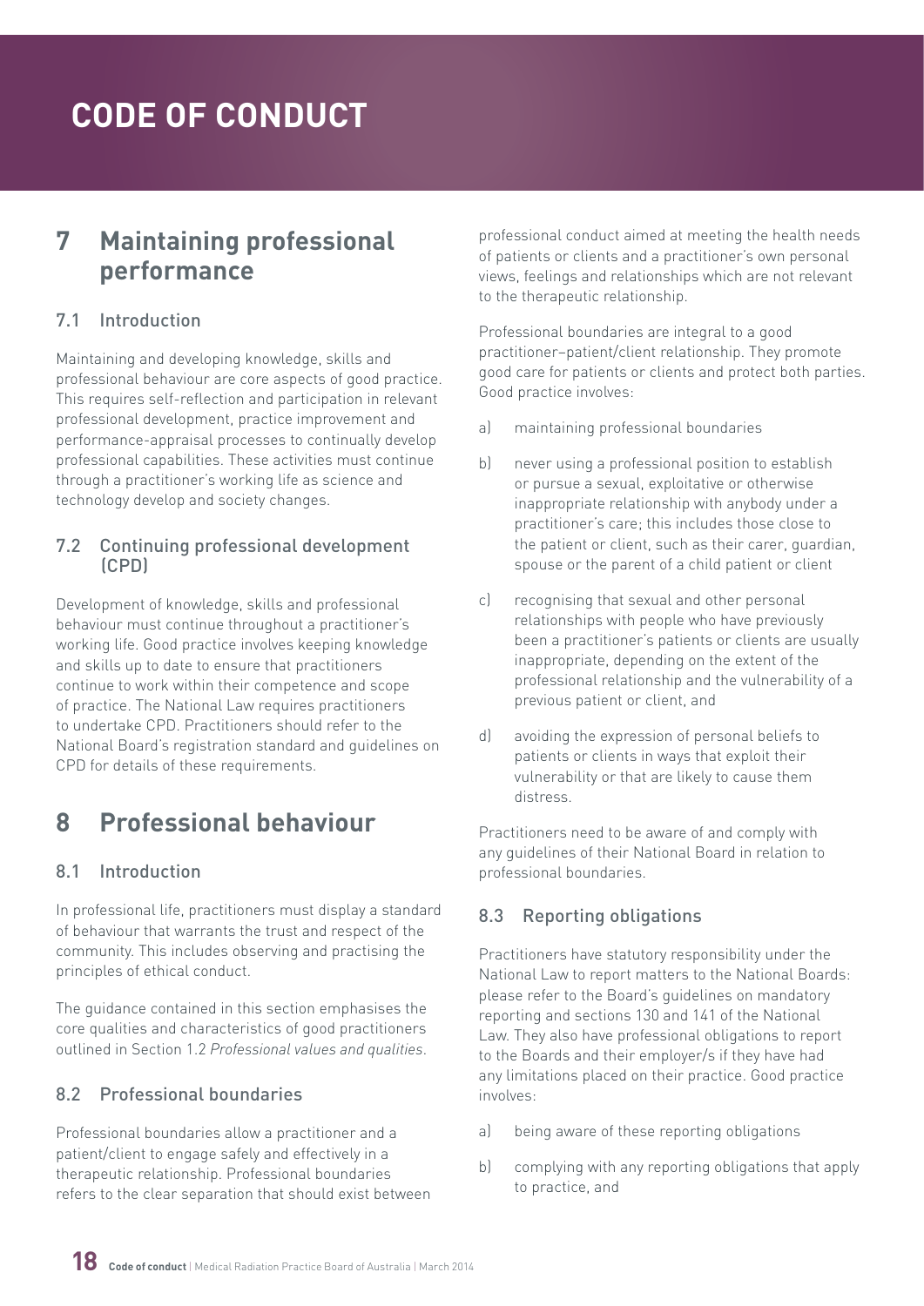# CODE OF CONDUCT

## 7 Maintaining professional performance

### 7.1 Introduction

Maintaining and developing knowledge, skills and professional behaviour are core aspects of good practice. This requires self-reflection and participation in relevant professional development, practice improvement and performance-appraisal processes to continually develop professional capabilities. These activities must continue through a practitioner's working life as science and technology develop and society changes.

### 7.2 Continuing professional development (CPD)

Development of knowledge, skills and professional behaviour must continue throughout a practitioner's working life. Good practice involves keeping knowledge and skills up to date to ensure that practitioners continue to work within their competence and scope of practice. The National Law requires practitioners to undertake CPD. Practitioners should refer to the National Board's registration standard and guidelines on CPD for details of these requirements.

## 8 Professional behaviour

### 8.1 Introduction

In professional life, practitioners must display a standard of behaviour that warrants the trust and respect of the community. This includes observing and practising the principles of ethical conduct.

The guidance contained in this section emphasises the core qualities and characteristics of good practitioners outlined in Section 1.2 *Professional values and qualities*.

### 8.2 Professional boundaries

Professional boundaries allow a practitioner and a patient/client to engage safely and effectively in a therapeutic relationship. Professional boundaries refers to the clear separation that should exist between professional conduct aimed at meeting the health needs of patients or clients and a practitioner's own personal views, feelings and relationships which are not relevant to the therapeutic relationship.

Professional boundaries are integral to a good practitioner–patient/client relationship. They promote good care for patients or clients and protect both parties. Good practice involves:

a) maintaining professional boundaries

b) never using a professional position to establish or pursue a sexual, exploitative or otherwise inappropriate relationship with anybody under a practitioner's care; this includes those close to the patient or client, such as their carer, guardian, spouse or the parent of a child patient or client

c) recognising that sexual and other personal relationships with people who have previously been a practitioner's patients or clients are usually inappropriate, depending on the extent of the professional relationship and the vulnerability of a previous patient or client, and

d) avoiding the expression of personal beliefs to patients or clients in ways that exploit their vulnerability or that are likely to cause them distress.

Practitioners need to be aware of and comply with any guidelines of their National Board in relation to professional boundaries.

### 8.3 Reporting obligations

Practitioners have statutory responsibility under the National Law to report matters to the National Boards: please refer to the Board's guidelines on mandatory reporting and sections 130 and 141 of the National Law. They also have professional obligations to report to the Boards and their employer/s if they have had any limitations placed on their practice. Good practice involves:

a) being aware of these reporting obligations

b) complying with any reporting obligations that apply to practice, and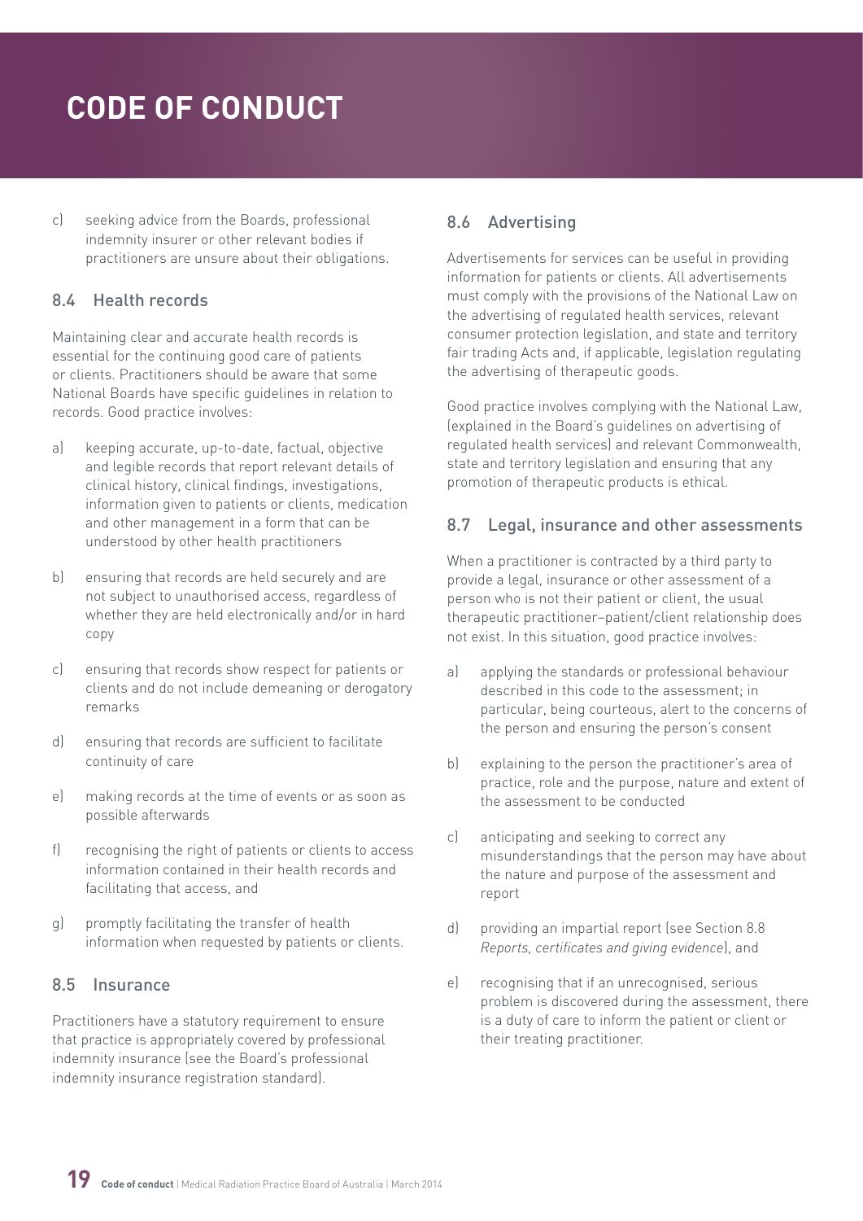c) seeking advice from the Boards, professional indemnity insurer or other relevant bodies if practitioners are unsure about their obligations.

### 8.4 Health records

Maintaining clear and accurate health records is essential for the continuing good care of patients or clients. Practitioners should be aware that some National Boards have specific guidelines in relation to records. Good practice involves:

a) keeping accurate, up-to-date, factual, objective and legible records that report relevant details of clinical history, clinical findings, investigations, information given to patients or clients, medication and other management in a form that can be understood by other health practitioners

b) ensuring that records are held securely and are not subject to unauthorised access, regardless of whether they are held electronically and/or in hard copy

c) ensuring that records show respect for patients or clients and do not include demeaning or derogatory remarks

d) ensuring that records are sufficient to facilitate continuity of care

e) making records at the time of events or as soon as possible afterwards

f) recognising the right of patients or clients to access information contained in their health records and facilitating that access, and

g) promptly facilitating the transfer of health information when requested by patients or clients.

### 8.5 Insurance

Practitioners have a statutory requirement to ensure that practice is appropriately covered by professional indemnity insurance (see the Board's professional indemnity insurance registration standard).

### 8.6 Advertising

Advertisements for services can be useful in providing information for patients or clients. All advertisements must comply with the provisions of the National Law on the advertising of regulated health services, relevant consumer protection legislation, and state and territory fair trading Acts and, if applicable, legislation regulating the advertising of therapeutic goods.

Good practice involves complying with the National Law, (explained in the Board's guidelines on advertising of regulated health services) and relevant Commonwealth, state and territory legislation and ensuring that any promotion of therapeutic products is ethical.

### 8.7 Legal, insurance and other assessments

When a practitioner is contracted by a third party to provide a legal, insurance or other assessment of a person who is not their patient or client, the usual therapeutic practitioner–patient/client relationship does not exist. In this situation, good practice involves:

a) applying the standards or professional behaviour described in this code to the assessment; in particular, being courteous, alert to the concerns of the person and ensuring the person's consent

b) explaining to the person the practitioner's area of practice, role and the purpose, nature and extent of the assessment to be conducted

c) anticipating and seeking to correct any misunderstandings that the person may have about the nature and purpose of the assessment and report

d) providing an impartial report (see Section 8.8 *Reports, certificates and giving evidence*), and

e) recognising that if an unrecognised, serious problem is discovered during the assessment, there is a duty of care to inform the patient or client or their treating practitioner.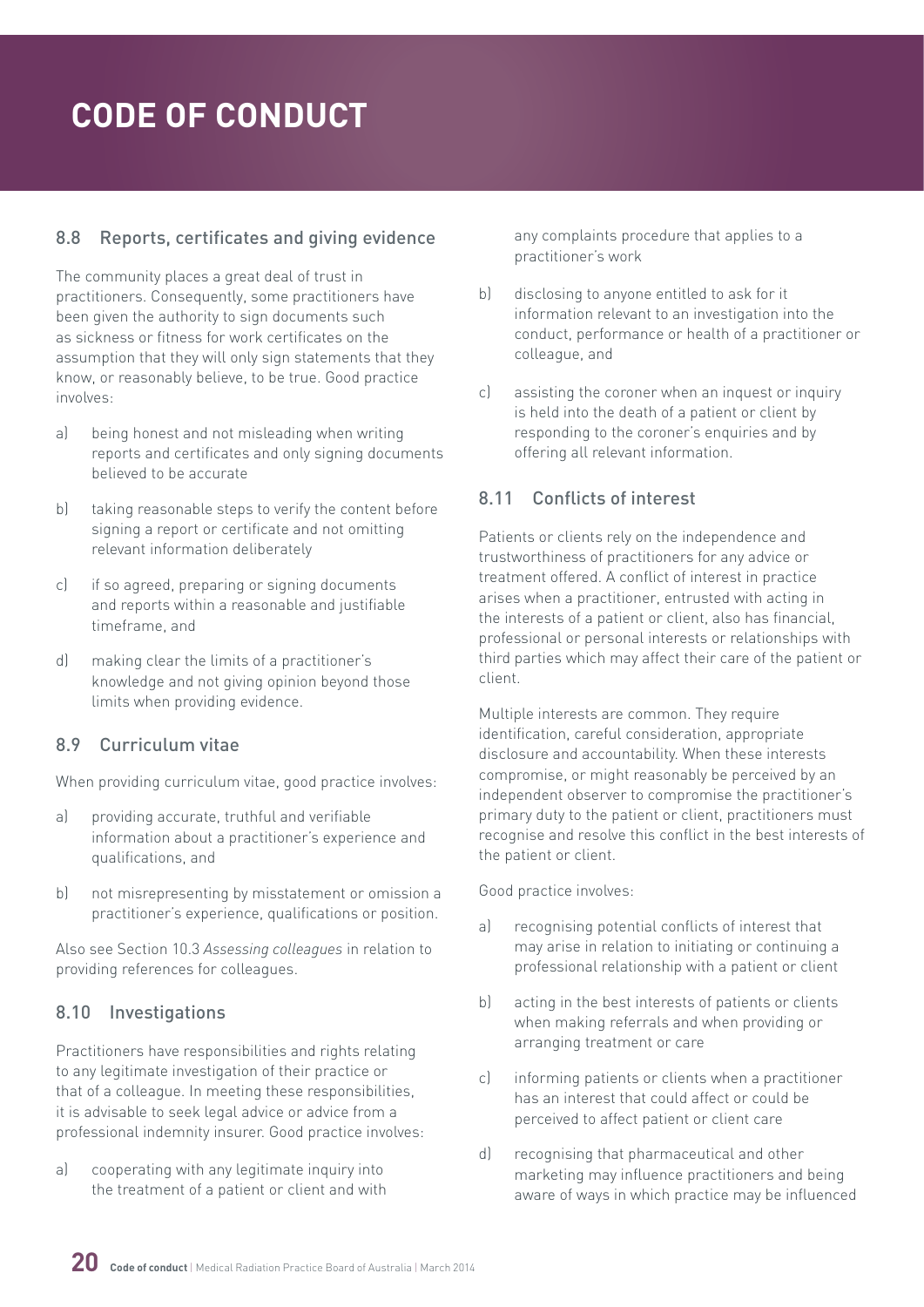### 8.8 Reports, certificates and giving evidence

The community places a great deal of trust in practitioners. Consequently, some practitioners have been given the authority to sign documents such as sickness or fitness for work certificates on the assumption that they will only sign statements that they know, or reasonably believe, to be true. Good practice involves:

a) being honest and not misleading when writing reports and certificates and only signing documents believed to be accurate

b) taking reasonable steps to verify the content before signing a report or certificate and not omitting relevant information deliberately

c) if so agreed, preparing or signing documents and reports within a reasonable and justifiable timeframe, and

d) making clear the limits of a practitioner's knowledge and not giving opinion beyond those limits when providing evidence.

### 8.9 Curriculum vitae

When providing curriculum vitae, good practice involves:

a) providing accurate, truthful and verifiable information about a practitioner's experience and qualifications, and

b) not misrepresenting by misstatement or omission a practitioner's experience, qualifications or position.

Also see Section 10.3 *Assessing colleagues* in relation to providing references for colleagues.

### 8.10 Investigations

Practitioners have responsibilities and rights relating to any legitimate investigation of their practice or that of a colleague. In meeting these responsibilities, it is advisable to seek legal advice or advice from a professional indemnity insurer. Good practice involves:

a) cooperating with any legitimate inquiry into the treatment of a patient or client and with any complaints procedure that applies to a practitioner's work

b) disclosing to anyone entitled to ask for it information relevant to an investigation into the conduct, performance or health of a practitioner or colleague, and

c) assisting the coroner when an inquest or inquiry is held into the death of a patient or client by responding to the coroner's enquiries and by offering all relevant information.

### 8.11 Conflicts of interest

Patients or clients rely on the independence and trustworthiness of practitioners for any advice or treatment offered. A conflict of interest in practice arises when a practitioner, entrusted with acting in the interests of a patient or client, also has financial, professional or personal interests or relationships with third parties which may affect their care of the patient or client.

Multiple interests are common. They require identification, careful consideration, appropriate disclosure and accountability. When these interests compromise, or might reasonably be perceived by an independent observer to compromise the practitioner's primary duty to the patient or client, practitioners must recognise and resolve this conflict in the best interests of the patient or client.

Good practice involves:

a) recognising potential conflicts of interest that may arise in relation to initiating or continuing a professional relationship with a patient or client

b) acting in the best interests of patients or clients when making referrals and when providing or arranging treatment or care

c) informing patients or clients when a practitioner has an interest that could affect or could be perceived to affect patient or client care

d) recognising that pharmaceutical and other marketing may influence practitioners and being aware of ways in which practice may be influenced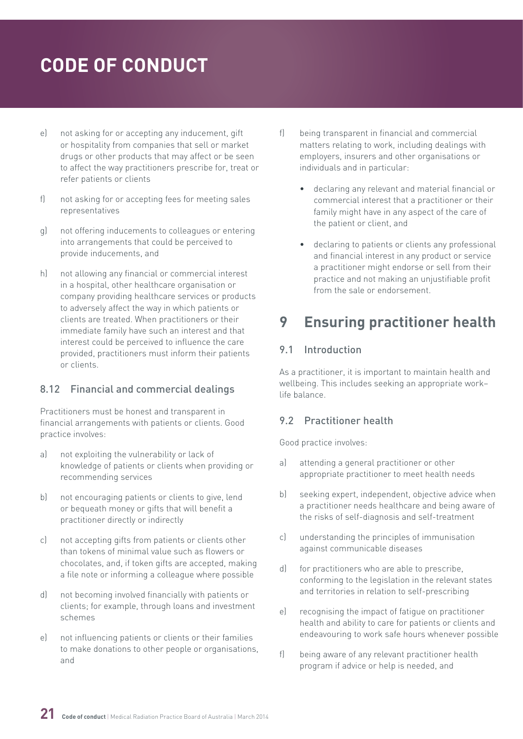e) not asking for or accepting any inducement, gift or hospitality from companies that sell or market drugs or other products that may affect or be seen to affect the way practitioners prescribe for, treat or refer patients or clients

f) not asking for or accepting fees for meeting sales representatives

g) not offering inducements to colleagues or entering into arrangements that could be perceived to provide inducements, and

h) not allowing any financial or commercial interest in a hospital, other healthcare organisation or company providing healthcare services or products to adversely affect the way in which patients or clients are treated. When practitioners or their immediate family have such an interest and that interest could be perceived to influence the care provided, practitioners must inform their patients or clients.

### 8.12 Financial and commercial dealings

Practitioners must be honest and transparent in financial arrangements with patients or clients. Good practice involves:

a) not exploiting the vulnerability or lack of knowledge of patients or clients when providing or recommending services

b) not encouraging patients or clients to give, lend or bequeath money or gifts that will benefit a practitioner directly or indirectly

c) not accepting gifts from patients or clients other than tokens of minimal value such as flowers or chocolates, and, if token gifts are accepted, making a file note or informing a colleague where possible

d) not becoming involved financially with patients or clients; for example, through loans and investment schemes

e) not influencing patients or clients or their families to make donations to other people or organisations, and

f) being transparent in financial and commercial matters relating to work, including dealings with employers, insurers and other organisations or individuals and in particular:

- declaring any relevant and material financial or commercial interest that a practitioner or their family might have in any aspect of the care of the patient or client, and
- declaring to patients or clients any professional and financial interest in any product or service a practitioner might endorse or sell from their practice and not making an unjustifiable profit from the sale or endorsement.

## 9 Ensuring practitioner health

### 9.1 Introduction

As a practitioner, it is important to maintain health and wellbeing. This includes seeking an appropriate work–life balance.

### 9.2 Practitioner health

Good practice involves:

a) attending a general practitioner or other appropriate practitioner to meet health needs

b) seeking expert, independent, objective advice when a practitioner needs healthcare and being aware of the risks of self-diagnosis and self-treatment

c) understanding the principles of immunisation against communicable diseases

d) for practitioners who are able to prescribe, conforming to the legislation in the relevant states and territories in relation to self-prescribing

e) recognising the impact of fatigue on practitioner health and ability to care for patients or clients and endeavouring to work safe hours whenever possible

f) being aware of any relevant practitioner health program if advice or help is needed, and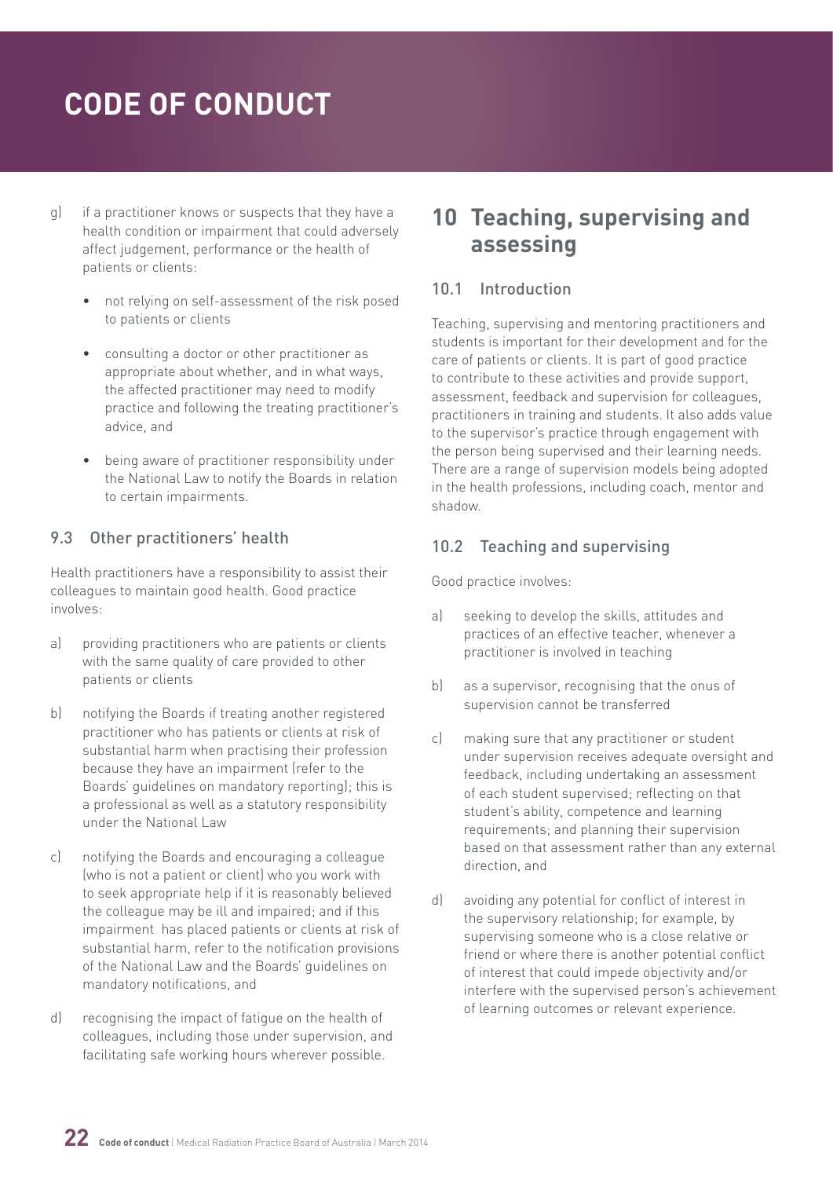g) if a practitioner knows or suspects that they have a health condition or impairment that could adversely affect judgement, performance or the health of patients or clients:

   - not relying on self-assessment of the risk posed to patients or clients
   - consulting a doctor or other practitioner as appropriate about whether, and in what ways, the affected practitioner may need to modify practice and following the treating practitioner's advice, and
   - being aware of practitioner responsibility under the National Law to notify the Boards in relation to certain impairments.

### 9.3 Other practitioners' health

Health practitioners have a responsibility to assist their colleagues to maintain good health. Good practice involves:

a) providing practitioners who are patients or clients with the same quality of care provided to other patients or clients

b) notifying the Boards if treating another registered practitioner who has patients or clients at risk of substantial harm when practising their profession because they have an impairment (refer to the Boards' guidelines on mandatory reporting); this is a professional as well as a statutory responsibility under the National Law

c) notifying the Boards and encouraging a colleague (who is not a patient or client) who you work with to seek appropriate help if it is reasonably believed the colleague may be ill and impaired; and if this impairment has placed patients or clients at risk of substantial harm, refer to the notification provisions of the National Law and the Boards' guidelines on mandatory notifications, and

d) recognising the impact of fatigue on the health of colleagues, including those under supervision, and facilitating safe working hours wherever possible.

## 10 Teaching, supervising and assessing

### 10.1 Introduction

Teaching, supervising and mentoring practitioners and students is important for their development and for the care of patients or clients. It is part of good practice to contribute to these activities and provide support, assessment, feedback and supervision for colleagues, practitioners in training and students. It also adds value to the supervisor's practice through engagement with the person being supervised and their learning needs. There are a range of supervision models being adopted in the health professions, including coach, mentor and shadow.

### 10.2 Teaching and supervising

Good practice involves:

a) seeking to develop the skills, attitudes and practices of an effective teacher, whenever a practitioner is involved in teaching

b) as a supervisor, recognising that the onus of supervision cannot be transferred

c) making sure that any practitioner or student under supervision receives adequate oversight and feedback, including undertaking an assessment of each student supervised; reflecting on that student's ability, competence and learning requirements; and planning their supervision based on that assessment rather than any external direction, and

d) avoiding any potential for conflict of interest in the supervisory relationship; for example, by supervising someone who is a close relative or friend or where there is another potential conflict of interest that could impede objectivity and/or interfere with the supervised person's achievement of learning outcomes or relevant experience.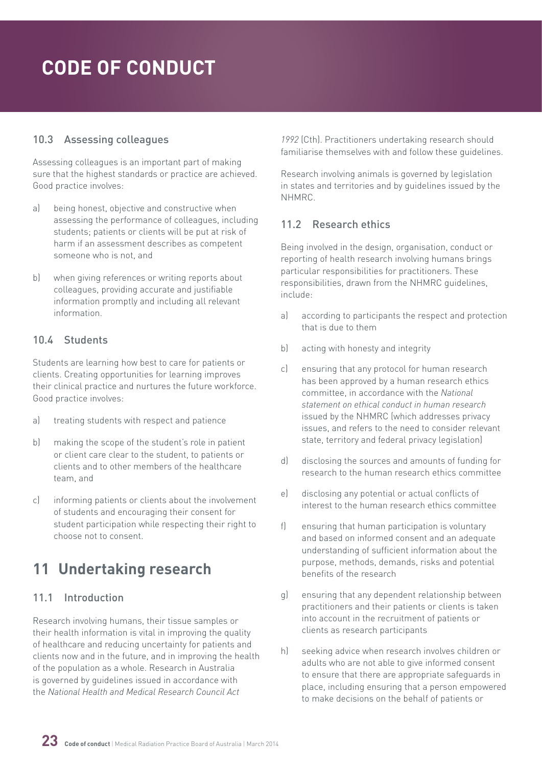### 10.3 Assessing colleagues

Assessing colleagues is an important part of making sure that the highest standards or practice are achieved. Good practice involves:

a) being honest, objective and constructive when assessing the performance of colleagues, including students; patients or clients will be put at risk of harm if an assessment describes as competent someone who is not, and

b) when giving references or writing reports about colleagues, providing accurate and justifiable information promptly and including all relevant information.

### 10.4 Students

Students are learning how best to care for patients or clients. Creating opportunities for learning improves their clinical practice and nurtures the future workforce. Good practice involves:

a) treating students with respect and patience

b) making the scope of the student's role in patient or client care clear to the student, to patients or clients and to other members of the healthcare team, and

c) informing patients or clients about the involvement of students and encouraging their consent for student participation while respecting their right to choose not to consent.

## 11 Undertaking research

### 11.1 Introduction

Research involving humans, their tissue samples or their health information is vital in improving the quality of healthcare and reducing uncertainty for patients and clients now and in the future, and in improving the health of the population as a whole. Research in Australia is governed by guidelines issued in accordance with the *National Health and Medical Research Council Act 1992* (Cth). Practitioners undertaking research should familiarise themselves with and follow these guidelines.

Research involving animals is governed by legislation in states and territories and by guidelines issued by the NHMRC.

### 11.2 Research ethics

Being involved in the design, organisation, conduct or reporting of health research involving humans brings particular responsibilities for practitioners. These responsibilities, drawn from the NHMRC guidelines, include:

a) according to participants the respect and protection that is due to them

b) acting with honesty and integrity

c) ensuring that any protocol for human research has been approved by a human research ethics committee, in accordance with the *National statement on ethical conduct in human research* issued by the NHMRC (which addresses privacy issues, and refers to the need to consider relevant state, territory and federal privacy legislation)

d) disclosing the sources and amounts of funding for research to the human research ethics committee

e) disclosing any potential or actual conflicts of interest to the human research ethics committee

f) ensuring that human participation is voluntary and based on informed consent and an adequate understanding of sufficient information about the purpose, methods, demands, risks and potential benefits of the research

g) ensuring that any dependent relationship between practitioners and their patients or clients is taken into account in the recruitment of patients or clients as research participants

h) seeking advice when research involves children or adults who are not able to give informed consent to ensure that there are appropriate safeguards in place, including ensuring that a person empowered to make decisions on the behalf of patients or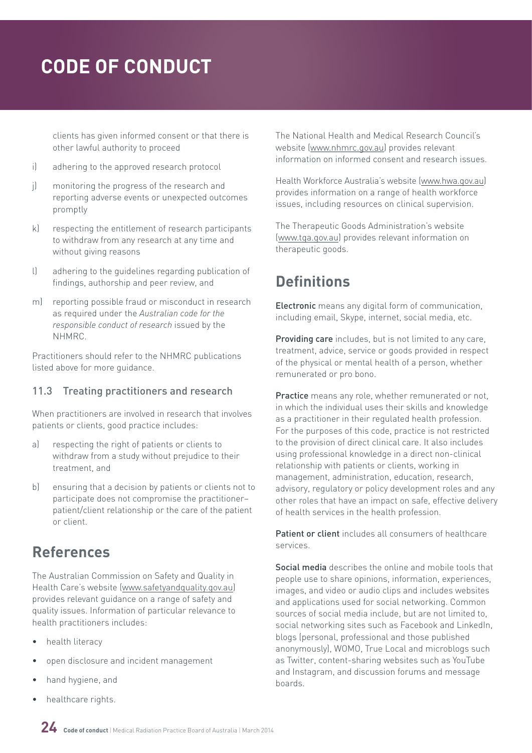clients has given informed consent or that there is other lawful authority to proceed

i) adhering to the approved research protocol

j) monitoring the progress of the research and reporting adverse events or unexpected outcomes promptly

k) respecting the entitlement of research participants to withdraw from any research at any time and without giving reasons

l) adhering to the guidelines regarding publication of findings, authorship and peer review, and

m) reporting possible fraud or misconduct in research as required under the *Australian code for the responsible conduct of research* issued by the NHMRC.

Practitioners should refer to the NHMRC publications listed above for more guidance.

### 11.3 Treating practitioners and research

When practitioners are involved in research that involves patients or clients, good practice includes:

a) respecting the right of patients or clients to withdraw from a study without prejudice to their treatment, and

b) ensuring that a decision by patients or clients not to participate does not compromise the practitioner–patient/client relationship or the care of the patient or client.

## References

The Australian Commission on Safety and Quality in Health Care's website (www.safetyandquality.gov.au) provides relevant guidance on a range of safety and quality issues. Information of particular relevance to health practitioners includes:

- health literacy
- open disclosure and incident management
- hand hygiene, and
- healthcare rights.

The National Health and Medical Research Council's website (www.nhmrc.gov.au) provides relevant information on informed consent and research issues.

Health Workforce Australia's website (www.hwa.gov.au) provides information on a range of health workforce issues, including resources on clinical supervision.

The Therapeutic Goods Administration's website (www.tga.gov.au) provides relevant information on therapeutic goods.

## Definitions

**Electronic** means any digital form of communication, including email, Skype, internet, social media, etc.

**Providing care** includes, but is not limited to any care, treatment, advice, service or goods provided in respect of the physical or mental health of a person, whether remunerated or pro bono.

**Practice** means any role, whether remunerated or not, in which the individual uses their skills and knowledge as a practitioner in their regulated health profession. For the purposes of this code, practice is not restricted to the provision of direct clinical care. It also includes using professional knowledge in a direct non-clinical relationship with patients or clients, working in management, administration, education, research, advisory, regulatory or policy development roles and any other roles that have an impact on safe, effective delivery of health services in the health profession.

**Patient or client** includes all consumers of healthcare services.

**Social media** describes the online and mobile tools that people use to share opinions, information, experiences, images, and video or audio clips and includes websites and applications used for social networking. Common sources of social media include, but are not limited to, social networking sites such as Facebook and LinkedIn, blogs (personal, professional and those published anonymously), WOMO, True Local and microblogs such as Twitter, content-sharing websites such as YouTube and Instagram, and discussion forums and message boards.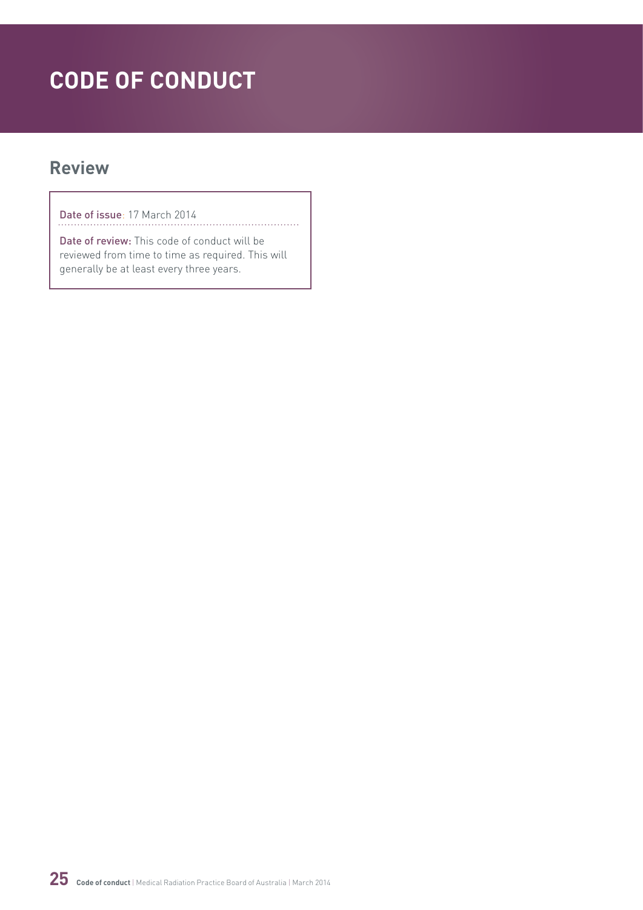# CODE OF CONDUCT

## Review

Date of issue: 17 March 2014

Date of review: This code of conduct will be reviewed from time to time as required. This will generally be at least every three years.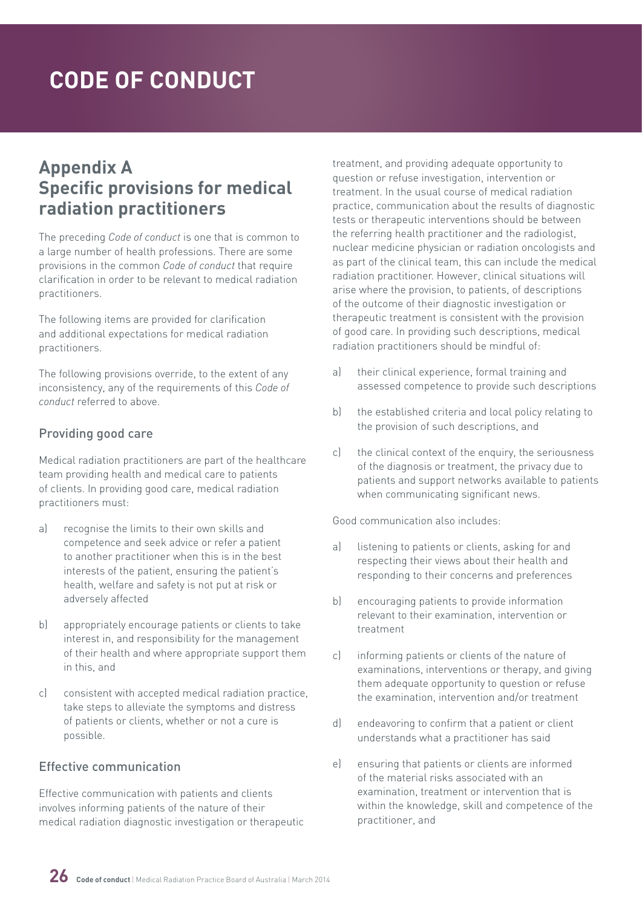# CODE OF CONDUCT

## Appendix A
## Specific provisions for medical radiation practitioners

The preceding *Code of conduct* is one that is common to a large number of health professions. There are some provisions in the common *Code of conduct* that require clarification in order to be relevant to medical radiation practitioners.

The following items are provided for clarification and additional expectations for medical radiation practitioners.

The following provisions override, to the extent of any inconsistency, any of the requirements of this *Code of conduct* referred to above.

### Providing good care

Medical radiation practitioners are part of the healthcare team providing health and medical care to patients of clients. In providing good care, medical radiation practitioners must:

a) recognise the limits to their own skills and competence and seek advice or refer a patient to another practitioner when this is in the best interests of the patient, ensuring the patient's health, welfare and safety is not put at risk or adversely affected

b) appropriately encourage patients or clients to take interest in, and responsibility for the management of their health and where appropriate support them in this, and

c) consistent with accepted medical radiation practice, take steps to alleviate the symptoms and distress of patients or clients, whether or not a cure is possible.

### Effective communication

Effective communication with patients and clients involves informing patients of the nature of their medical radiation diagnostic investigation or therapeutic treatment, and providing adequate opportunity to question or refuse investigation, intervention or treatment. In the usual course of medical radiation practice, communication about the results of diagnostic tests or therapeutic interventions should be between the referring health practitioner and the radiologist, nuclear medicine physician or radiation oncologists and as part of the clinical team, this can include the medical radiation practitioner. However, clinical situations will arise where the provision, to patients, of descriptions of the outcome of their diagnostic investigation or therapeutic treatment is consistent with the provision of good care. In providing such descriptions, medical radiation practitioners should be mindful of:

a) their clinical experience, formal training and assessed competence to provide such descriptions

b) the established criteria and local policy relating to the provision of such descriptions, and

c) the clinical context of the enquiry, the seriousness of the diagnosis or treatment, the privacy due to patients and support networks available to patients when communicating significant news.

Good communication also includes:

a) listening to patients or clients, asking for and respecting their views about their health and responding to their concerns and preferences

b) encouraging patients to provide information relevant to their examination, intervention or treatment

c) informing patients or clients of the nature of examinations, interventions or therapy, and giving them adequate opportunity to question or refuse the examination, intervention and/or treatment

d) endeavoring to confirm that a patient or client understands what a practitioner has said

e) ensuring that patients or clients are informed of the material risks associated with an examination, treatment or intervention that is within the knowledge, skill and competence of the practitioner, and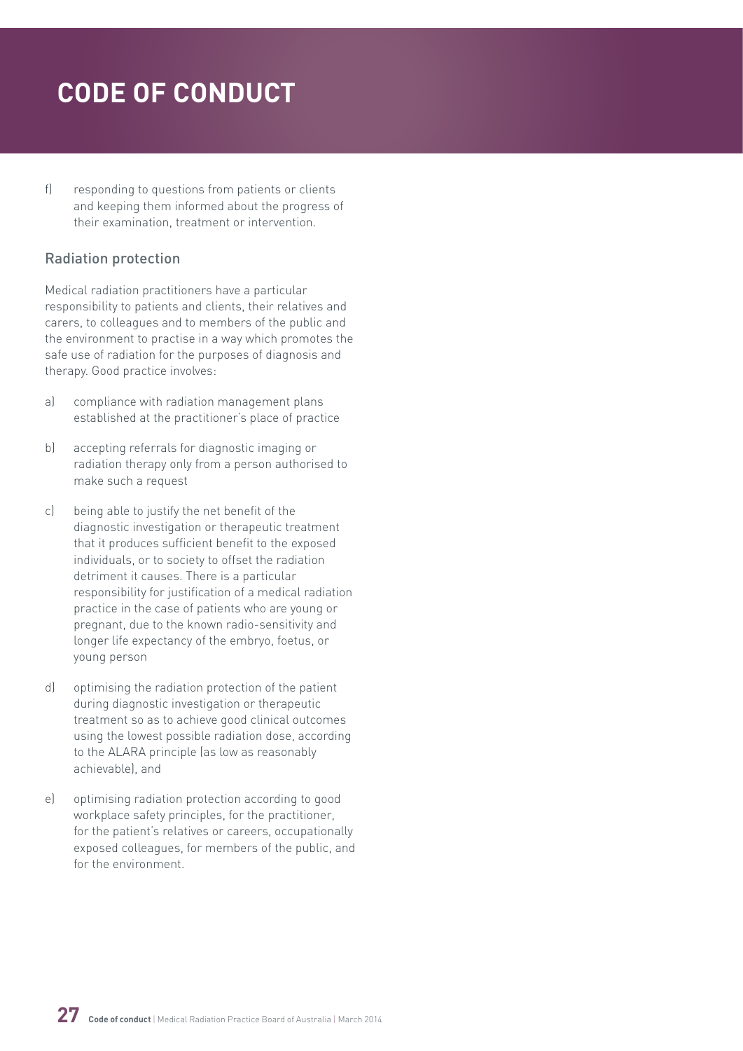f) responding to questions from patients or clients and keeping them informed about the progress of their examination, treatment or intervention.

## Radiation protection

Medical radiation practitioners have a particular responsibility to patients and clients, their relatives and carers, to colleagues and to members of the public and the environment to practise in a way which promotes the safe use of radiation for the purposes of diagnosis and therapy. Good practice involves:

a) compliance with radiation management plans established at the practitioner's place of practice

b) accepting referrals for diagnostic imaging or radiation therapy only from a person authorised to make such a request

c) being able to justify the net benefit of the diagnostic investigation or therapeutic treatment that it produces sufficient benefit to the exposed individuals, or to society to offset the radiation detriment it causes. There is a particular responsibility for justification of a medical radiation practice in the case of patients who are young or pregnant, due to the known radio-sensitivity and longer life expectancy of the embryo, foetus, or young person

d) optimising the radiation protection of the patient during diagnostic investigation or therapeutic treatment so as to achieve good clinical outcomes using the lowest possible radiation dose, according to the ALARA principle (as low as reasonably achievable), and

e) optimising radiation protection according to good workplace safety principles, for the practitioner, for the patient's relatives or careers, occupationally exposed colleagues, for members of the public, and for the environment.